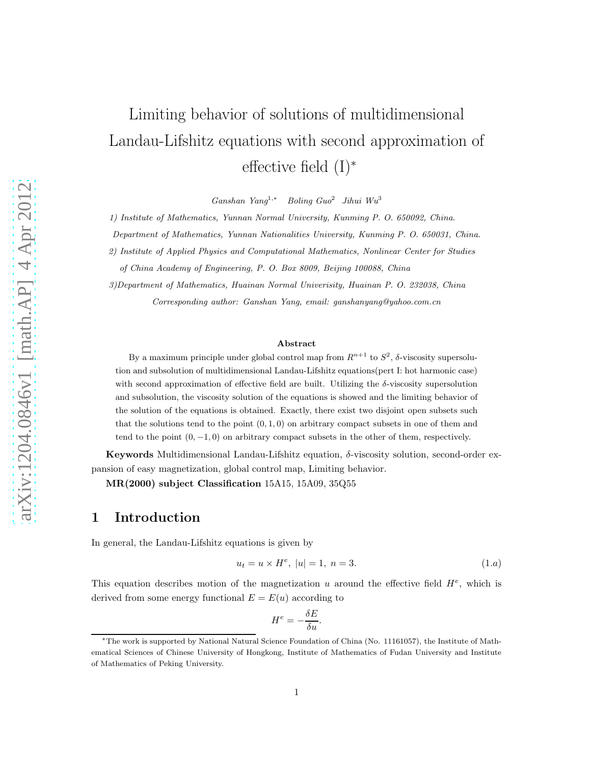# Limiting behavior of solutions of multidimensional Landau-Lifshitz equations with second approximation of effective field (I)*

*Ganshan Yang*[1,*] *Boling Guo*[2] *Jihui Wu*[3]

*1) Institute of Mathematics, Yunnan Normal University, Kunming P. O. 650092, China.*

*Department of Mathematics, Yunnan Nationalities University, Kunming P. O. 650031, China.*

*2) Institute of Applied Physics and Computational Mathematics, Nonlinear Center for Studies of China Academy of Engineering, P. O. Box 8009, Beijing 100088, China*

*3)Department of Mathematics, Huainan Normal Univerisity, Huainan P. O. 232038, China*

*Corresponding author: Ganshan Yang, email: ganshanyang@yahoo.com.cn*

**Abstract**

By a maximum principle under global control map from $R^{n+1}$ to $S^2$, $\delta$-viscosity supersolution and subsolution of multidimensional Landau-Lifshitz equations(pert I: hot harmonic case) with second approximation of effective field are built. Utilizing the $\delta$-viscosity supersolution and subsolution, the viscosity solution of the equations is showed and the limiting behavior of the solution of the equations is obtained. Exactly, there exist two disjoint open subsets such that the solutions tend to the point $(0, 1, 0)$ on arbitrary compact subsets in one of them and tend to the point $(0, -1, 0)$ on arbitrary compact subsets in the other of them, respectively.

**Keywords** Multidimensional Landau-Lifshitz equation, $\delta$-viscosity solution, second-order expansion of easy magnetization, global control map, Limiting behavior.

**MR(2000) subject Classification** 15A15, 15A09, 35Q55

## 1 Introduction

In general, the Landau-Lifshitz equations is given by

$$u_t = u \times H^e, \ |u| = 1, \ n = 3. \tag{1.a}$$

This equation describes motion of the magnetization $u$ around the effective field $H^e$, which is derived from some energy functional $E = E(u)$ according to

$$H^e = -\frac{\delta E}{\delta u}.$$

*The work is supported by National Natural Science Foundation of China (No. 11161057), the Institute of Mathematical Sciences of Chinese University of Hongkong, Institute of Mathematics of Fudan University and Institute of Mathematics of Peking University.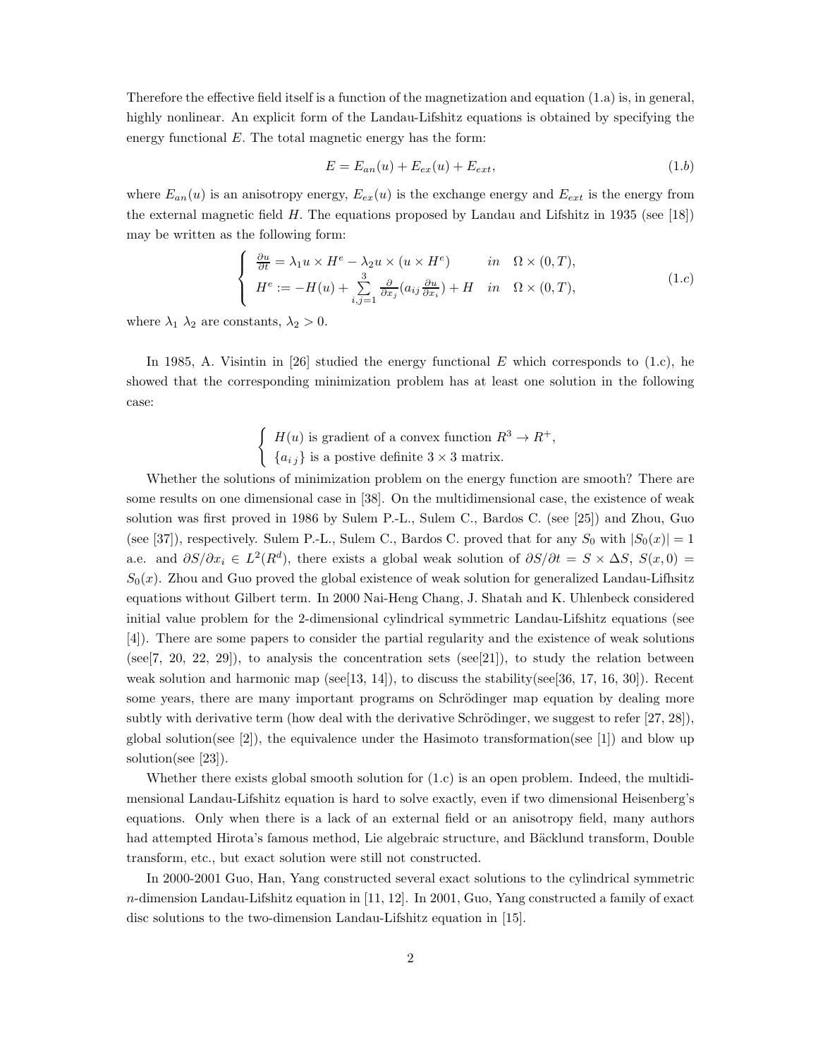Therefore the effective field itself is a function of the magnetization and equation (1.a) is, in general, highly nonlinear. An explicit form of the Landau-Lifshitz equations is obtained by specifying the energy functional $E$. The total magnetic energy has the form:

$$E = E_{an}(u) + E_{ex}(u) + E_{ext}, \tag{1.b}$$

where $E_{an}(u)$ is an anisotropy energy, $E_{ex}(u)$ is the exchange energy and $E_{ext}$ is the energy from the external magnetic field $H$. The equations proposed by Landau and Lifshitz in 1935 (see [18]) may be written as the following form:

$$\begin{cases} \frac{\partial u}{\partial t} = \lambda_1 u \times H^e - \lambda_2 u \times (u \times H^e) & in \quad \Omega \times (0,T), \\ H^e := -H(u) + \sum\limits_{i,j=1}^{3} \frac{\partial}{\partial x_j}(a_{ij} \frac{\partial u}{\partial x_i}) + H & in \quad \Omega \times (0,T), \end{cases} \tag{1.c}$$

where $\lambda_1$ $\lambda_2$ are constants, $\lambda_2 > 0$.

In 1985, A. Visintin in [26] studied the energy functional $E$ which corresponds to (1.c), he showed that the corresponding minimization problem has at least one solution in the following case:

$$\begin{cases} H(u) \text{ is gradient of a convex function } R^3 \to R^+, \\ \{a_{ij}\} \text{ is a postive definite } 3 \times 3 \text{ matrix.} \end{cases}$$

Whether the solutions of minimization problem on the energy function are smooth? There are some results on one dimensional case in [38]. On the multidimensional case, the existence of weak solution was first proved in 1986 by Sulem P.-L., Sulem C., Bardos C. (see [25]) and Zhou, Guo (see [37]), respectively. Sulem P.-L., Sulem C., Bardos C. proved that for any $S_0$ with $|S_0(x)| = 1$ a.e. and $\partial S/\partial x_i \in L^2(R^d)$, there exists a global weak solution of $\partial S/\partial t = S \times \Delta S$, $S(x, 0) = S_0(x)$. Zhou and Guo proved the global existence of weak solution for generalized Landau-Lifhsitz equations without Gilbert term. In 2000 Nai-Heng Chang, J. Shatah and K. Uhlenbeck considered initial value problem for the 2-dimensional cylindrical symmetric Landau-Lifshitz equations (see [4]). There are some papers to consider the partial regularity and the existence of weak solutions (see[7, 20, 22, 29]), to analysis the concentration sets (see[21]), to study the relation between weak solution and harmonic map (see[13, 14]), to discuss the stability(see[36, 17, 16, 30]). Recent some years, there are many important programs on Schrödinger map equation by dealing more subtly with derivative term (how deal with the derivative Schrödinger, we suggest to refer [27, 28]), global solution(see [2]), the equivalence under the Hasimoto transformation(see [1]) and blow up solution(see [23]).

Whether there exists global smooth solution for (1.c) is an open problem. Indeed, the multidimensional Landau-Lifshitz equation is hard to solve exactly, even if two dimensional Heisenberg's equations. Only when there is a lack of an external field or an anisotropy field, many authors had attempted Hirota's famous method, Lie algebraic structure, and Bäcklund transform, Double transform, etc., but exact solution were still not constructed.

In 2000-2001 Guo, Han, Yang constructed several exact solutions to the cylindrical symmetric $n$-dimension Landau-Lifshitz equation in [11, 12]. In 2001, Guo, Yang constructed a family of exact disc solutions to the two-dimension Landau-Lifshitz equation in [15].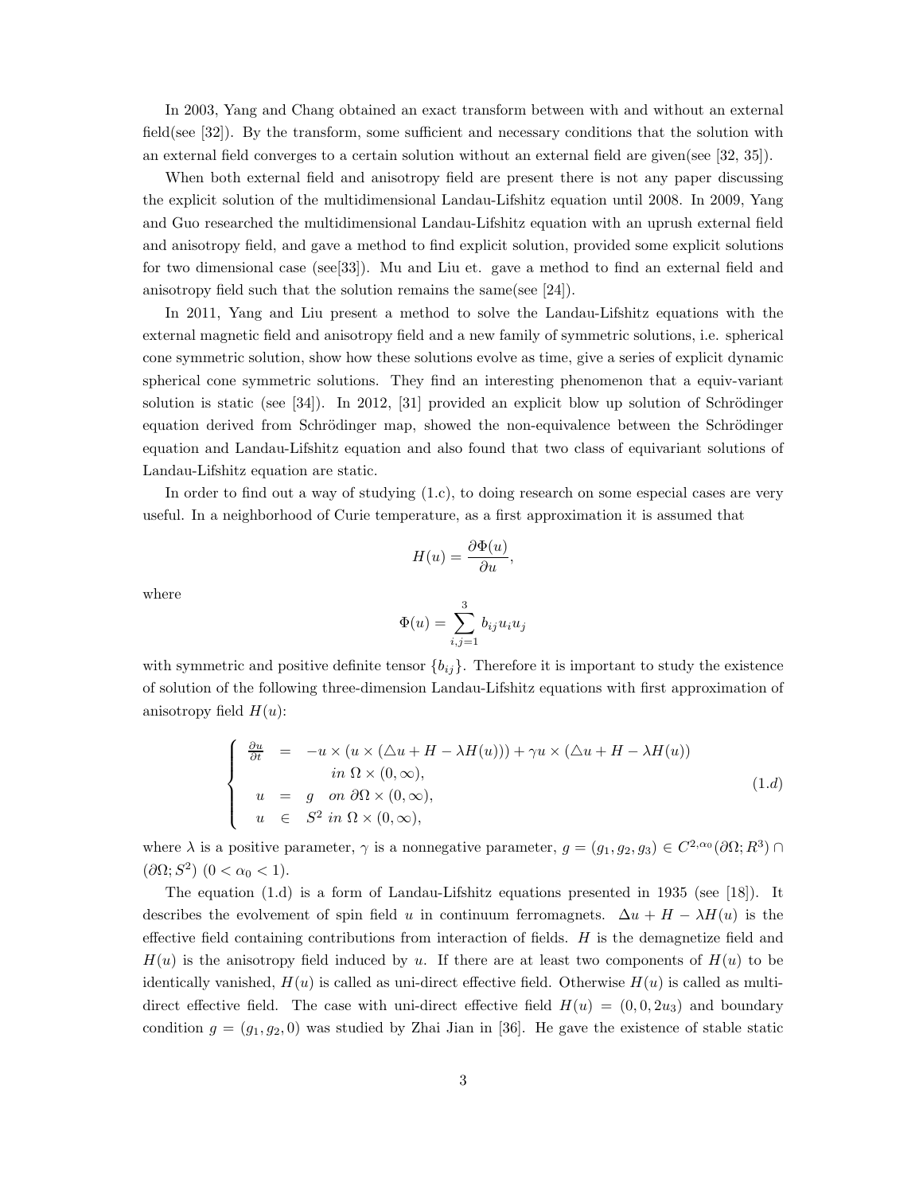In 2003, Yang and Chang obtained an exact transform between with and without an external field(see [32]). By the transform, some sufficient and necessary conditions that the solution with an external field converges to a certain solution without an external field are given(see [32, 35]).

When both external field and anisotropy field are present there is not any paper discussing the explicit solution of the multidimensional Landau-Lifshitz equation until 2008. In 2009, Yang and Guo researched the multidimensional Landau-Lifshitz equation with an uprush external field and anisotropy field, and gave a method to find explicit solution, provided some explicit solutions for two dimensional case (see[33]). Mu and Liu et. gave a method to find an external field and anisotropy field such that the solution remains the same(see [24]).

In 2011, Yang and Liu present a method to solve the Landau-Lifshitz equations with the external magnetic field and anisotropy field and a new family of symmetric solutions, i.e. spherical cone symmetric solution, show how these solutions evolve as time, give a series of explicit dynamic spherical cone symmetric solutions. They find an interesting phenomenon that a equiv-variant solution is static (see [34]). In 2012, [31] provided an explicit blow up solution of Schrödinger equation derived from Schrödinger map, showed the non-equivalence between the Schrödinger equation and Landau-Lifshitz equation and also found that two class of equivariant solutions of Landau-Lifshitz equation are static.

In order to find out a way of studying (1.c), to doing research on some especial cases are very useful. In a neighborhood of Curie temperature, as a first approximation it is assumed that

$$H(u) = \frac{\partial \Phi(u)}{\partial u},$$

where

$$\Phi(u) = \sum_{i,j=1}^{3} b_{ij} u_i u_j$$

with symmetric and positive definite tensor $\{b_{ij}\}$. Therefore it is important to study the existence of solution of the following three-dimension Landau-Lifshitz equations with first approximation of anisotropy field $H(u)$:

$$\left\{ \begin{array}{rcl} \frac{\partial u}{\partial t} & = & -u \times (u \times (\triangle u + H - \lambda H(u))) + \gamma u \times (\triangle u + H - \lambda H(u)) \\ & & \quad in\ \Omega \times (0, \infty), \\ u & = & g \quad on\ \partial\Omega \times (0, \infty), \\ u & \in & S^2\ in\ \Omega \times (0, \infty), \end{array} \right. \tag{1.d}$$

where $\lambda$ is a positive parameter, $\gamma$ is a nonnegative parameter, $g = (g_1, g_2, g_3) \in C^{2,\alpha_0}(\partial\Omega; R^3) \cap (\partial\Omega; S^2)$ $(0 < \alpha_0 < 1)$.

The equation (1.d) is a form of Landau-Lifshitz equations presented in 1935 (see [18]). It describes the evolvement of spin field $u$ in continuum ferromagnets. $\Delta u + H - \lambda H(u)$ is the effective field containing contributions from interaction of fields. $H$ is the demagnetize field and $H(u)$ is the anisotropy field induced by $u$. If there are at least two components of $H(u)$ to be identically vanished, $H(u)$ is called as uni-direct effective field. Otherwise $H(u)$ is called as multi-direct effective field. The case with uni-direct effective field $H(u) = (0, 0, 2u_3)$ and boundary condition $g = (g_1, g_2, 0)$ was studied by Zhai Jian in [36]. He gave the existence of stable static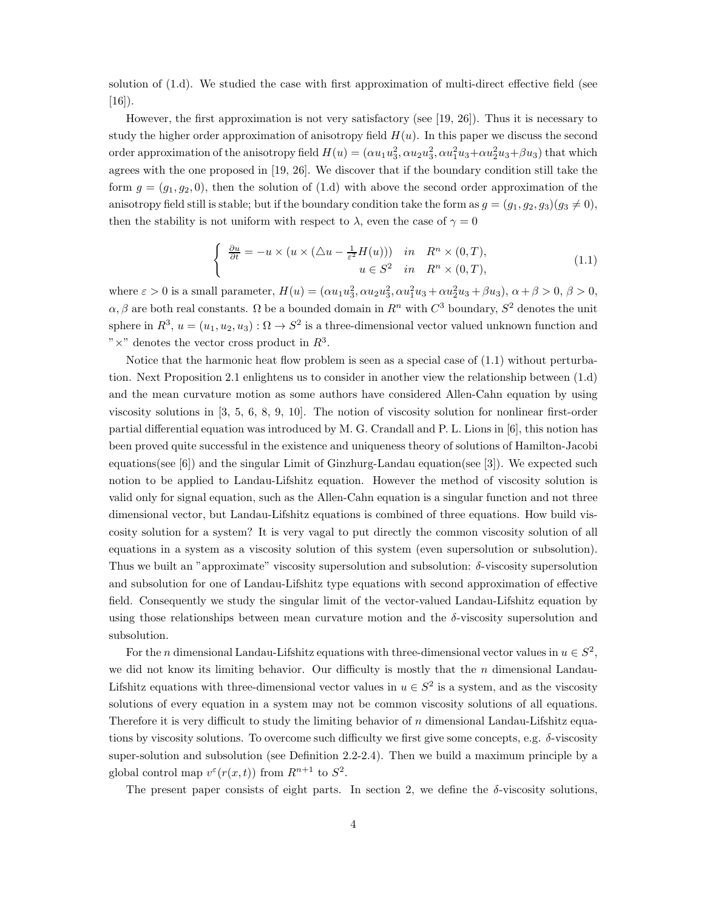solution of (1.d). We studied the case with first approximation of multi-direct effective field (see [16]).

However, the first approximation is not very satisfactory (see [19, 26]). Thus it is necessary to study the higher order approximation of anisotropy field $H(u)$. In this paper we discuss the second order approximation of the anisotropy field $H(u) = (\alpha u_1 u_3^2, \alpha u_2 u_3^2, \alpha u_1^2 u_3 + \alpha u_2^2 u_3 + \beta u_3)$ that which agrees with the one proposed in [19, 26]. We discover that if the boundary condition still take the form $g = (g_1, g_2, 0)$, then the solution of (1.d) with above the second order approximation of the anisotropy field still is stable; but if the boundary condition take the form as $g = (g_1, g_2, g_3)(g_3 \neq 0)$, then the stability is not uniform with respect to $\lambda$, even the case of $\gamma = 0$

$$\begin{cases} \frac{\partial u}{\partial t} = -u \times (u \times (\triangle u - \frac{1}{\varepsilon^2} H(u))) & in \quad R^n \times (0,T), \\ \qquad\qquad\qquad\qquad\qquad u \in S^2 & in \quad R^n \times (0,T), \end{cases} \tag{1.1}$$

where $\varepsilon > 0$ is a small parameter, $H(u) = (\alpha u_1 u_3^2, \alpha u_2 u_3^2, \alpha u_1^2 u_3 + \alpha u_2^2 u_3 + \beta u_3)$, $\alpha + \beta > 0$, $\beta > 0$, $\alpha, \beta$ are both real constants. $\Omega$ be a bounded domain in $R^n$ with $C^3$ boundary, $S^2$ denotes the unit sphere in $R^3$, $u = (u_1, u_2, u_3) : \Omega \to S^2$ is a three-dimensional vector valued unknown function and "$\times$" denotes the vector cross product in $R^3$.

Notice that the harmonic heat flow problem is seen as a special case of (1.1) without perturbation. Next Proposition 2.1 enlightens us to consider in another view the relationship between (1.d) and the mean curvature motion as some authors have considered Allen-Cahn equation by using viscosity solutions in [3, 5, 6, 8, 9, 10]. The notion of viscosity solution for nonlinear first-order partial differential equation was introduced by M. G. Crandall and P. L. Lions in [6], this notion has been proved quite successful in the existence and uniqueness theory of solutions of Hamilton-Jacobi equations(see [6]) and the singular Limit of Ginzhurg-Landau equation(see [3]). We expected such notion to be applied to Landau-Lifshitz equation. However the method of viscosity solution is valid only for signal equation, such as the Allen-Cahn equation is a singular function and not three dimensional vector, but Landau-Lifshitz equations is combined of three equations. How build viscosity solution for a system? It is very vagal to put directly the common viscosity solution of all equations in a system as a viscosity solution of this system (even supersolution or subsolution). Thus we built an "approximate" viscosity supersolution and subsolution: $\delta$-viscosity supersolution and subsolution for one of Landau-Lifshitz type equations with second approximation of effective field. Consequently we study the singular limit of the vector-valued Landau-Lifshitz equation by using those relationships between mean curvature motion and the $\delta$-viscosity supersolution and subsolution.

For the $n$ dimensional Landau-Lifshitz equations with three-dimensional vector values in $u \in S^2$, we did not know its limiting behavior. Our difficulty is mostly that the $n$ dimensional Landau-Lifshitz equations with three-dimensional vector values in $u \in S^2$ is a system, and as the viscosity solutions of every equation in a system may not be common viscosity solutions of all equations. Therefore it is very difficult to study the limiting behavior of $n$ dimensional Landau-Lifshitz equations by viscosity solutions. To overcome such difficulty we first give some concepts, e.g. $\delta$-viscosity super-solution and subsolution (see Definition 2.2-2.4). Then we build a maximum principle by a global control map $v^\varepsilon(r(x,t))$ from $R^{n+1}$ to $S^2$.

The present paper consists of eight parts. In section 2, we define the $\delta$-viscosity solutions,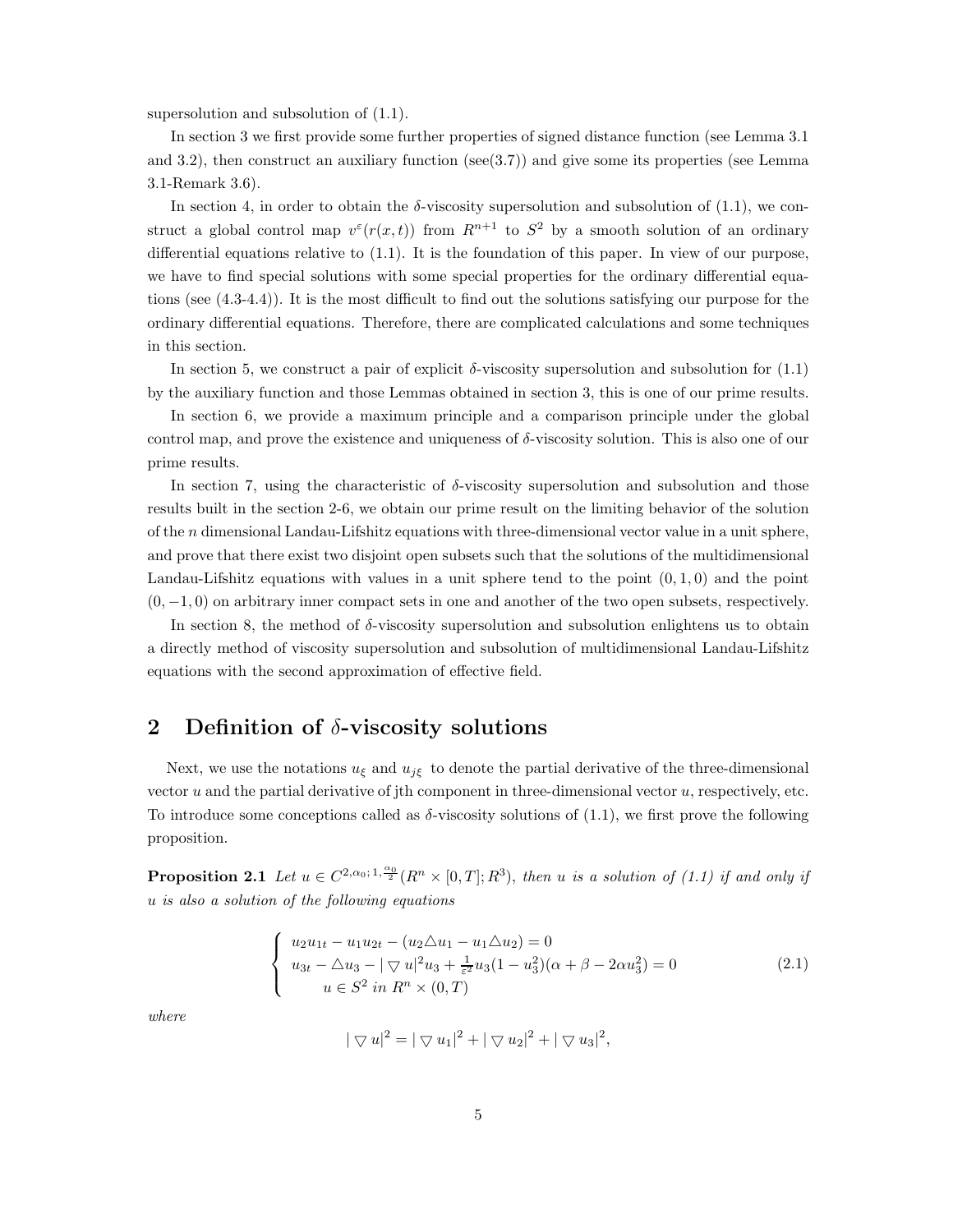supersolution and subsolution of (1.1).

In section 3 we first provide some further properties of signed distance function (see Lemma 3.1 and 3.2), then construct an auxiliary function (see(3.7)) and give some its properties (see Lemma 3.1-Remark 3.6).

In section 4, in order to obtain the $\delta$-viscosity supersolution and subsolution of (1.1), we construct a global control map $v^{\varepsilon}(r(x,t))$ from $R^{n+1}$ to $S^2$ by a smooth solution of an ordinary differential equations relative to (1.1). It is the foundation of this paper. In view of our purpose, we have to find special solutions with some special properties for the ordinary differential equations (see (4.3-4.4)). It is the most difficult to find out the solutions satisfying our purpose for the ordinary differential equations. Therefore, there are complicated calculations and some techniques in this section.

In section 5, we construct a pair of explicit $\delta$-viscosity supersolution and subsolution for (1.1) by the auxiliary function and those Lemmas obtained in section 3, this is one of our prime results.

In section 6, we provide a maximum principle and a comparison principle under the global control map, and prove the existence and uniqueness of $\delta$-viscosity solution. This is also one of our prime results.

In section 7, using the characteristic of $\delta$-viscosity supersolution and subsolution and those results built in the section 2-6, we obtain our prime result on the limiting behavior of the solution of the $n$ dimensional Landau-Lifshitz equations with three-dimensional vector value in a unit sphere, and prove that there exist two disjoint open subsets such that the solutions of the multidimensional Landau-Lifshitz equations with values in a unit sphere tend to the point $(0,1,0)$ and the point $(0,-1,0)$ on arbitrary inner compact sets in one and another of the two open subsets, respectively.

In section 8, the method of $\delta$-viscosity supersolution and subsolution enlightens us to obtain a directly method of viscosity supersolution and subsolution of multidimensional Landau-Lifshitz equations with the second approximation of effective field.

## 2 Definition of $\delta$-viscosity solutions

Next, we use the notations $u_{\xi}$ and $u_{j\xi}$ to denote the partial derivative of the three-dimensional vector $u$ and the partial derivative of jth component in three-dimensional vector $u$, respectively, etc. To introduce some conceptions called as $\delta$-viscosity solutions of (1.1), we first prove the following proposition.

**Proposition 2.1** *Let $u \in C^{2,\alpha_0;1,\frac{\alpha_0}{2}}(R^n \times [0,T]; R^3)$, then $u$ is a solution of (1.1) if and only if $u$ is also a solution of the following equations*

$$
\begin{cases}
u_2 u_{1t} - u_1 u_{2t} - (u_2 \triangle u_1 - u_1 \triangle u_2) = 0 \\
u_{3t} - \triangle u_3 - |\bigtriangledown u|^2 u_3 + \frac{1}{\varepsilon^2} u_3 (1 - u_3^2)(\alpha + \beta - 2\alpha u_3^2) = 0 \\
\quad u \in S^2 \ in \ R^n \times (0,T)
\end{cases}
\tag{2.1}
$$

*where*

$$
|\bigtriangledown u|^2 = |\bigtriangledown u_1|^2 + |\bigtriangledown u_2|^2 + |\bigtriangledown u_3|^2,
$$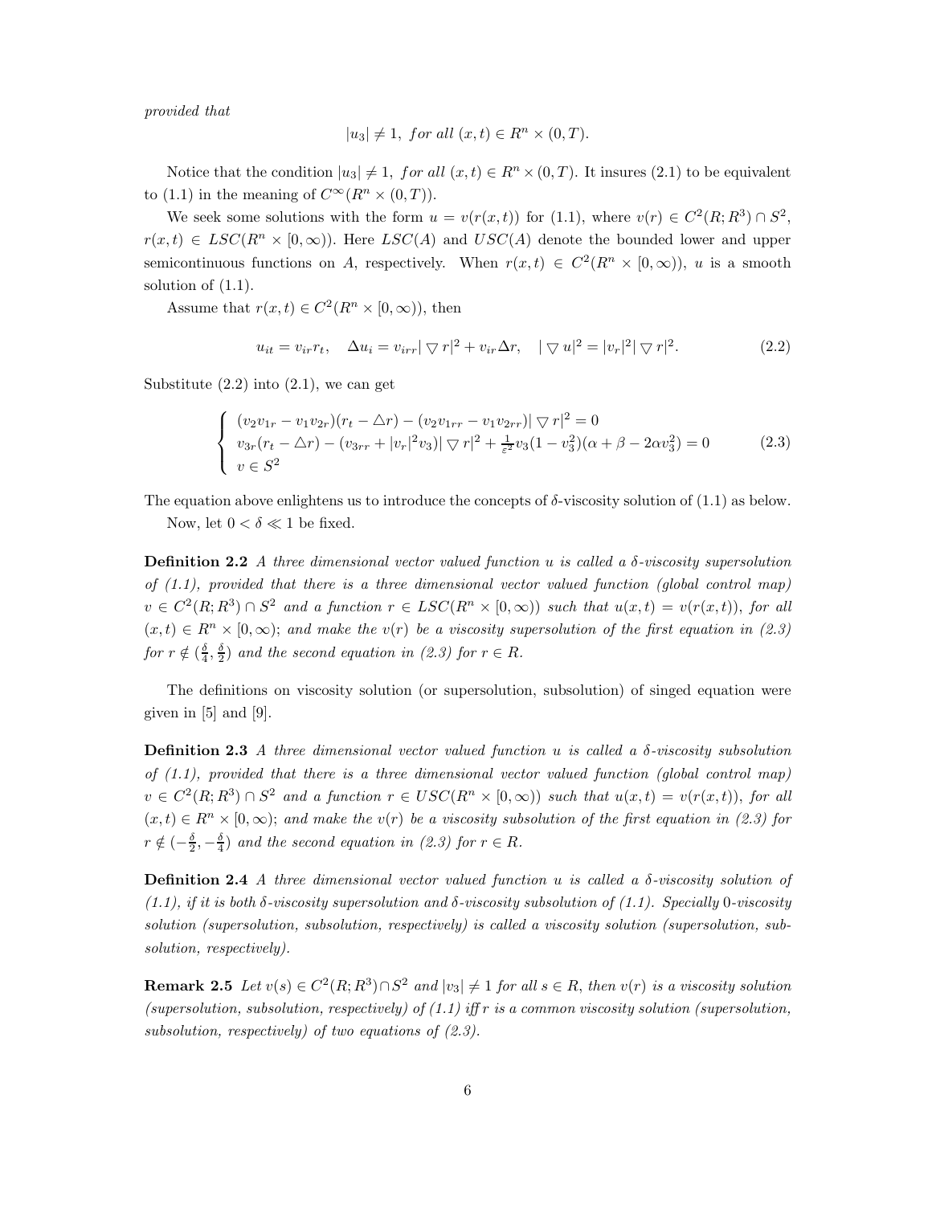*provided that*

$$|u_3| \neq 1, \ for\ all\ (x,t) \in R^n \times (0,T).$$

Notice that the condition $|u_3| \neq 1,\ for\ all\ (x,t) \in R^n \times (0,T)$. It insures (2.1) to be equivalent to (1.1) in the meaning of $C^\infty(R^n \times (0,T))$.

We seek some solutions with the form $u = v(r(x,t))$ for (1.1), where $v(r) \in C^2(R;R^3) \cap S^2$, $r(x,t) \in LSC(R^n \times [0,\infty))$. Here $LSC(A)$ and $USC(A)$ denote the bounded lower and upper semicontinuous functions on $A$, respectively. When $r(x,t) \in C^2(R^n \times [0,\infty))$, $u$ is a smooth solution of (1.1).

Assume that $r(x,t) \in C^2(R^n \times [0,\infty))$, then

$$u_{it} = v_{ir} r_t, \quad \Delta u_i = v_{irr} |\bigtriangledown r|^2 + v_{ir} \Delta r, \quad |\bigtriangledown u|^2 = |v_r|^2 |\bigtriangledown r|^2. \tag{2.2}$$

Substitute (2.2) into (2.1), we can get

$$\left\{ \begin{array}{l} (v_2 v_{1r} - v_1 v_{2r})(r_t - \triangle r) - (v_2 v_{1rr} - v_1 v_{2rr})|\bigtriangledown r|^2 = 0 \\ v_{3r}(r_t - \triangle r) - (v_{3rr} + |v_r|^2 v_3)|\bigtriangledown r|^2 + \frac{1}{\varepsilon^2} v_3 (1 - v_3^2)(\alpha + \beta - 2\alpha v_3^2) = 0 \\ v \in S^2 \end{array} \right. \tag{2.3}$$

The equation above enlightens us to introduce the concepts of $\delta$-viscosity solution of (1.1) as below.

Now, let $0 < \delta \ll 1$ be fixed.

**Definition 2.2** *A three dimensional vector valued function $u$ is called a $\delta$-viscosity supersolution of (1.1), provided that there is a three dimensional vector valued function (global control map) $v \in C^2(R;R^3) \cap S^2$ and a function $r \in LSC(R^n \times [0,\infty))$ such that $u(x,t) = v(r(x,t))$, for all $(x,t) \in R^n \times [0,\infty)$; and make the $v(r)$ be a viscosity supersolution of the first equation in (2.3) for $r \notin (\frac{\delta}{4}, \frac{\delta}{2})$ and the second equation in (2.3) for $r \in R$.*

The definitions on viscosity solution (or supersolution, subsolution) of singed equation were given in [5] and [9].

**Definition 2.3** *A three dimensional vector valued function $u$ is called a $\delta$-viscosity subsolution of (1.1), provided that there is a three dimensional vector valued function (global control map) $v \in C^2(R;R^3) \cap S^2$ and a function $r \in USC(R^n \times [0,\infty))$ such that $u(x,t) = v(r(x,t))$, for all $(x,t) \in R^n \times [0,\infty)$; and make the $v(r)$ be a viscosity subsolution of the first equation in (2.3) for $r \notin (-\frac{\delta}{2}, -\frac{\delta}{4})$ and the second equation in (2.3) for $r \in R$.*

**Definition 2.4** *A three dimensional vector valued function $u$ is called a $\delta$-viscosity solution of (1.1), if it is both $\delta$-viscosity supersolution and $\delta$-viscosity subsolution of (1.1). Specially $0$-viscosity solution (supersolution, subsolution, respectively) is called a viscosity solution (supersolution, subsolution, respectively).*

**Remark 2.5** *Let $v(s) \in C^2(R;R^3) \cap S^2$ and $|v_3| \neq 1$ for all $s \in R$, then $v(r)$ is a viscosity solution (supersolution, subsolution, respectively) of (1.1) iff $r$ is a common viscosity solution (supersolution, subsolution, respectively) of two equations of (2.3).*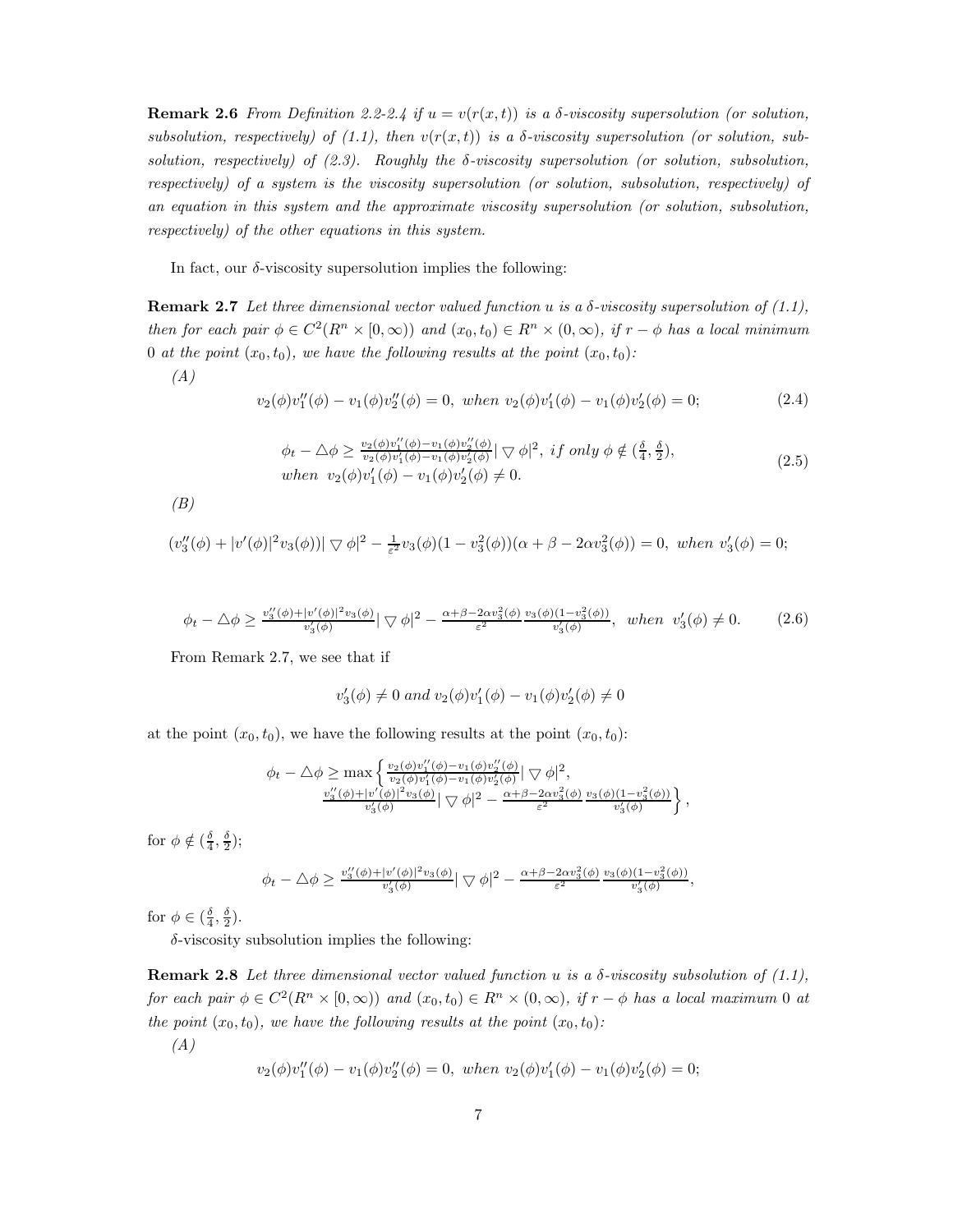**Remark 2.6** *From Definition 2.2-2.4 if $u = v(r(x,t))$ is a $\delta$-viscosity supersolution (or solution, subsolution, respectively) of (1.1), then $v(r(x,t))$ is a $\delta$-viscosity supersolution (or solution, subsolution, respectively) of (2.3). Roughly the $\delta$-viscosity supersolution (or solution, subsolution, respectively) of a system is the viscosity supersolution (or solution, subsolution, respectively) of an equation in this system and the approximate viscosity supersolution (or solution, subsolution, respectively) of the other equations in this system.*

In fact, our $\delta$-viscosity supersolution implies the following:

**Remark 2.7** *Let three dimensional vector valued function $u$ is a $\delta$-viscosity supersolution of (1.1), then for each pair $\phi \in C^2(R^n \times [0,\infty))$ and $(x_0,t_0) \in R^n \times (0,\infty)$, if $r - \phi$ has a local minimum 0 at the point $(x_0,t_0)$, we have the following results at the point $(x_0,t_0)$:*

*(A)*

$$v_2(\phi)v_1''(\phi) - v_1(\phi)v_2''(\phi) = 0, \ when \ v_2(\phi)v_1'(\phi) - v_1(\phi)v_2'(\phi) = 0; \tag{2.4}$$

$$\begin{array}{l} \phi_t - \triangle\phi \geq \frac{v_2(\phi)v_1''(\phi)-v_1(\phi)v_2''(\phi)}{v_2(\phi)v_1'(\phi)-v_1(\phi)v_2'(\phi)} |\bigtriangledown \phi|^2, \ if \ only \ \phi \notin (\frac{\delta}{4},\frac{\delta}{2}), \\ when \ \ v_2(\phi)v_1'(\phi) - v_1(\phi)v_2'(\phi) \neq 0. \end{array} \tag{2.5}$$

*(B)*

$$(v_3''(\phi) + |v'(\phi)|^2 v_3(\phi))|\bigtriangledown \phi|^2 - \tfrac{1}{\varepsilon^2} v_3(\phi)(1 - v_3^2(\phi))(\alpha + \beta - 2\alpha v_3^2(\phi)) = 0, \ when \ v_3'(\phi) = 0;$$

$$\phi_t - \triangle\phi \geq \tfrac{v_3''(\phi)+|v'(\phi)|^2 v_3(\phi)}{v_3'(\phi)} |\bigtriangledown \phi|^2 - \tfrac{\alpha+\beta-2\alpha v_3^2(\phi)}{\varepsilon^2} \tfrac{v_3(\phi)(1-v_3^2(\phi))}{v_3'(\phi)}, \ \ when \ \ v_3'(\phi) \neq 0. \tag{2.6}$$

From Remark 2.7, we see that if

$$v_3'(\phi) \neq 0 \ and \ v_2(\phi)v_1'(\phi) - v_1(\phi)v_2'(\phi) \neq 0$$

at the point $(x_0,t_0)$, we have the following results at the point $(x_0,t_0)$:

$$\begin{array}{c} \phi_t - \triangle\phi \geq \max\Big\{ \frac{v_2(\phi)v_1''(\phi)-v_1(\phi)v_2''(\phi)}{v_2(\phi)v_1'(\phi)-v_1(\phi)v_2'(\phi)} |\bigtriangledown \phi|^2, \\ \frac{v_3''(\phi)+|v'(\phi)|^2 v_3(\phi)}{v_3'(\phi)} |\bigtriangledown \phi|^2 - \frac{\alpha+\beta-2\alpha v_3^2(\phi)}{\varepsilon^2} \frac{v_3(\phi)(1-v_3^2(\phi))}{v_3'(\phi)} \Big\}, \end{array}$$

for $\phi \notin (\frac{\delta}{4},\frac{\delta}{2})$;

$$\phi_t - \triangle\phi \geq \tfrac{v_3''(\phi)+|v'(\phi)|^2 v_3(\phi)}{v_3'(\phi)} |\bigtriangledown \phi|^2 - \tfrac{\alpha+\beta-2\alpha v_3^2(\phi)}{\varepsilon^2} \tfrac{v_3(\phi)(1-v_3^2(\phi))}{v_3'(\phi)},$$

for $\phi \in (\frac{\delta}{4},\frac{\delta}{2})$.

$\delta$-viscosity subsolution implies the following:

**Remark 2.8** *Let three dimensional vector valued function $u$ is a $\delta$-viscosity subsolution of (1.1), for each pair $\phi \in C^2(R^n \times [0,\infty))$ and $(x_0,t_0) \in R^n \times (0,\infty)$, if $r - \phi$ has a local maximum 0 at the point $(x_0,t_0)$, we have the following results at the point $(x_0,t_0)$:*

*(A)*

$$v_2(\phi)v_1''(\phi) - v_1(\phi)v_2''(\phi) = 0, \ when \ v_2(\phi)v_1'(\phi) - v_1(\phi)v_2'(\phi) = 0;$$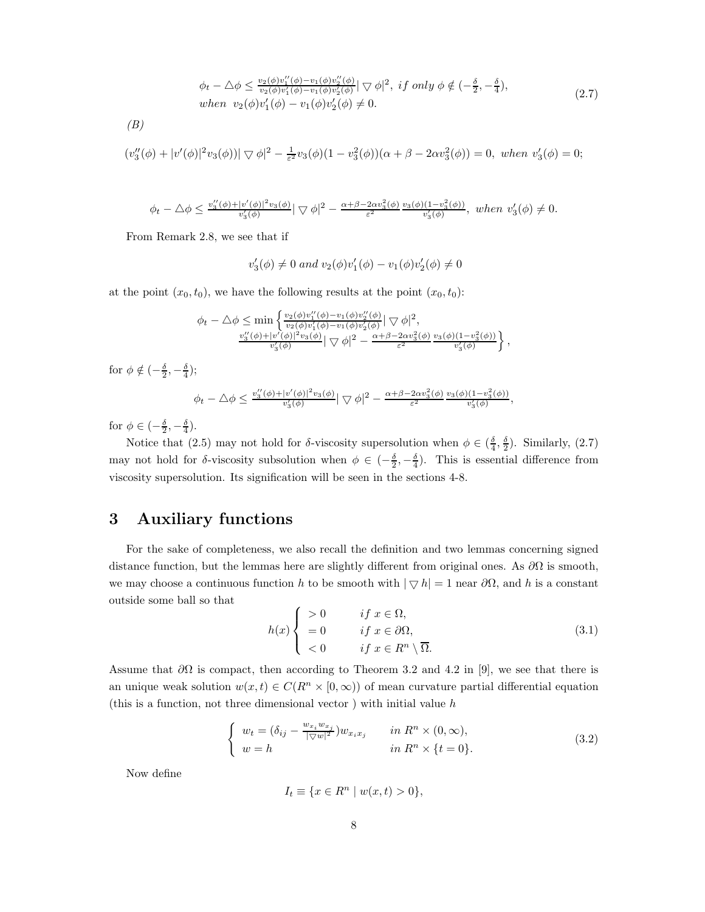$$
\begin{aligned}
&\phi_t - \triangle\phi \le \tfrac{v_2(\phi)v_1''(\phi)-v_1(\phi)v_2''(\phi)}{v_2(\phi)v_1'(\phi)-v_1(\phi)v_2'(\phi)}|\bigtriangledown\phi|^2,\ if\ only\ \phi\notin(-\tfrac{\delta}{2},-\tfrac{\delta}{4}),\\
&when\ \ v_2(\phi)v_1'(\phi)-v_1(\phi)v_2'(\phi)\neq 0.
\end{aligned}
\tag{2.7}
$$

*(B)*

$$
(v_3''(\phi)+|v'(\phi)|^2v_3(\phi))|\bigtriangledown\phi|^2 - \tfrac{1}{\varepsilon^2}v_3(\phi)(1-v_3^2(\phi))(\alpha+\beta-2\alpha v_3^2(\phi)) = 0,\ when\ v_3'(\phi)=0;
$$

$$
\phi_t - \triangle\phi \le \tfrac{v_3''(\phi)+|v'(\phi)|^2v_3(\phi)}{v_3'(\phi)}|\bigtriangledown\phi|^2 - \tfrac{\alpha+\beta-2\alpha v_3^2(\phi)}{\varepsilon^2}\tfrac{v_3(\phi)(1-v_3^2(\phi))}{v_3'(\phi)},\ when\ v_3'(\phi)\neq 0.
$$

From Remark 2.8, we see that if

$$
v_3'(\phi)\neq 0\ and\ v_2(\phi)v_1'(\phi)-v_1(\phi)v_2'(\phi)\neq 0
$$

at the point $(x_0,t_0)$, we have the following results at the point $(x_0,t_0)$:

$$
\begin{aligned}
\phi_t-\triangle\phi \le \min\Big\{&\tfrac{v_2(\phi)v_1''(\phi)-v_1(\phi)v_2''(\phi)}{v_2(\phi)v_1'(\phi)-v_1(\phi)v_2'(\phi)}|\bigtriangledown\phi|^2,\\
&\tfrac{v_3''(\phi)+|v'(\phi)|^2v_3(\phi)}{v_3'(\phi)}|\bigtriangledown\phi|^2 - \tfrac{\alpha+\beta-2\alpha v_3^2(\phi)}{\varepsilon^2}\tfrac{v_3(\phi)(1-v_3^2(\phi))}{v_3'(\phi)}\Big\},
\end{aligned}
$$

for $\phi\notin(-\frac{\delta}{2},-\frac{\delta}{4})$;

$$
\phi_t-\triangle\phi \le \tfrac{v_3''(\phi)+|v'(\phi)|^2v_3(\phi)}{v_3'(\phi)}|\bigtriangledown\phi|^2 - \tfrac{\alpha+\beta-2\alpha v_3^2(\phi)}{\varepsilon^2}\tfrac{v_3(\phi)(1-v_3^2(\phi))}{v_3'(\phi)},
$$

for $\phi\in(-\frac{\delta}{2},-\frac{\delta}{4})$.

Notice that (2.5) may not hold for $\delta$-viscosity supersolution when $\phi\in(\frac{\delta}{4},\frac{\delta}{2})$. Similarly, (2.7) may not hold for $\delta$-viscosity subsolution when $\phi\in(-\frac{\delta}{2},-\frac{\delta}{4})$. This is essential difference from viscosity supersolution. Its signification will be seen in the sections 4-8.

# 3 Auxiliary functions

For the sake of completeness, we also recall the definition and two lemmas concerning signed distance function, but the lemmas here are slightly different from original ones. As $\partial\Omega$ is smooth, we may choose a continuous function $h$ to be smooth with $|\bigtriangledown h|=1$ near $\partial\Omega$, and $h$ is a constant outside some ball so that

$$
h(x)\begin{cases} >0 & if\ x\in\Omega,\\ =0 & if\ x\in\partial\Omega,\\ <0 & if\ x\in R^n\setminus\overline{\Omega}.\end{cases}
\tag{3.1}
$$

Assume that $\partial\Omega$ is compact, then according to Theorem 3.2 and 4.2 in [9], we see that there is an unique weak solution $w(x,t)\in C(R^n\times[0,\infty))$ of mean curvature partial differential equation (this is a function, not three dimensional vector ) with initial value $h$

$$
\begin{cases} w_t = (\delta_{ij}-\frac{w_{x_i}w_{x_j}}{|\bigtriangledown w|^2})w_{x_ix_j} & in\ R^n\times(0,\infty),\\ w=h & in\ R^n\times\{t=0\}.\end{cases}
\tag{3.2}
$$

Now define

$$
I_t \equiv \{x\in R^n \mid w(x,t)>0\},
$$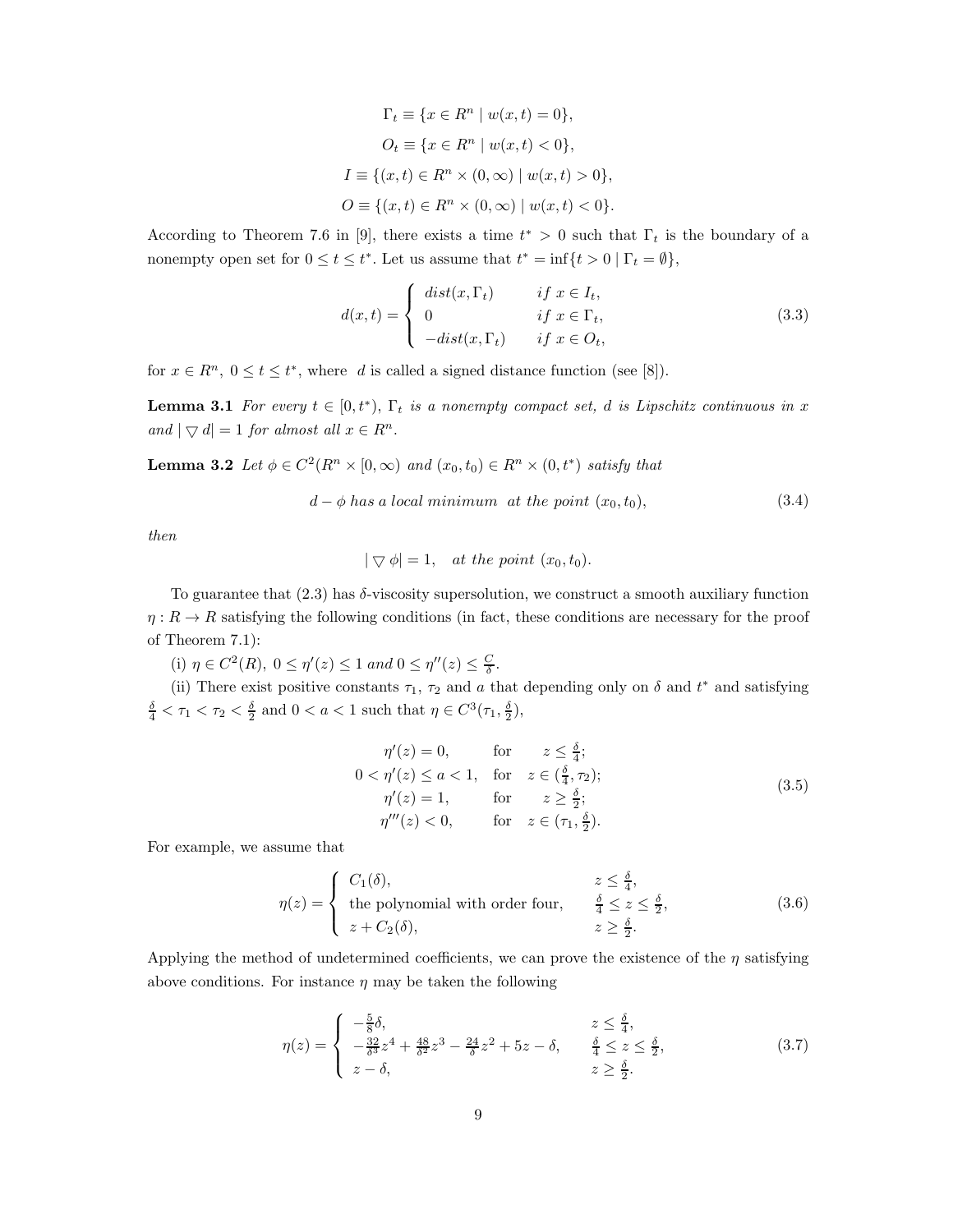$$\Gamma_t \equiv \{x \in R^n \mid w(x,t) = 0\},$$

$$O_t \equiv \{x \in R^n \mid w(x,t) < 0\},$$

$$I \equiv \{(x,t) \in R^n \times (0,\infty) \mid w(x,t) > 0\},$$

$$O \equiv \{(x,t) \in R^n \times (0,\infty) \mid w(x,t) < 0\}.$$

According to Theorem 7.6 in [9], there exists a time $t^* > 0$ such that $\Gamma_t$ is the boundary of a nonempty open set for $0 \le t \le t^*$. Let us assume that $t^* = \inf\{t > 0 \mid \Gamma_t = \emptyset\}$,

$$d(x,t) = \begin{cases} dist(x, \Gamma_t) & if\ x \in I_t, \\ 0 & if\ x \in \Gamma_t, \\ -dist(x, \Gamma_t) & if\ x \in O_t, \end{cases} \tag{3.3}$$

for $x \in R^n,\ 0 \le t \le t^*$, where $d$ is called a signed distance function (see [8]).

**Lemma 3.1** *For every $t \in [0, t^*)$, $\Gamma_t$ is a nonempty compact set, $d$ is Lipschitz continuous in $x$ and $|\bigtriangledown d| = 1$ for almost all $x \in R^n$.*

**Lemma 3.2** *Let $\phi \in C^2(R^n \times [0,\infty)$ and $(x_0, t_0) \in R^n \times (0, t^*)$ satisfy that*

$$d - \phi \ \textit{has a local minimum at the point}\ (x_0, t_0), \tag{3.4}$$

*then*

$$|\bigtriangledown \phi| = 1, \quad \textit{at the point}\ (x_0, t_0).$$

To guarantee that (2.3) has $\delta$-viscosity supersolution, we construct a smooth auxiliary function $\eta : R \to R$ satisfying the following conditions (in fact, these conditions are necessary for the proof of Theorem 7.1):

(i) $\eta \in C^2(R),\ 0 \le \eta'(z) \le 1$ *and* $0 \le \eta''(z) \le \frac{C}{\delta}$.

(ii) There exist positive constants $\tau_1$, $\tau_2$ and $a$ that depending only on $\delta$ and $t^*$ and satisfying $\frac{\delta}{4} < \tau_1 < \tau_2 < \frac{\delta}{2}$ and $0 < a < 1$ such that $\eta \in C^3(\tau_1, \frac{\delta}{2})$,

$$\begin{array}{rll} \eta'(z) = 0, & \text{for} & z \le \frac{\delta}{4}; \\ 0 < \eta'(z) \le a < 1, & \text{for} & z \in (\frac{\delta}{4}, \tau_2); \\ \eta'(z) = 1, & \text{for} & z \ge \frac{\delta}{2}; \\ \eta'''(z) < 0, & \text{for} & z \in (\tau_1, \frac{\delta}{2}). \end{array} \tag{3.5}$$

For example, we assume that

$$\eta(z) = \begin{cases} C_1(\delta), & z \le \frac{\delta}{4}, \\ \text{the polynomial with order four,} & \frac{\delta}{4} \le z \le \frac{\delta}{2}, \\ z + C_2(\delta), & z \ge \frac{\delta}{2}. \end{cases} \tag{3.6}$$

Applying the method of undetermined coefficients, we can prove the existence of the $\eta$ satisfying above conditions. For instance $\eta$ may be taken the following

$$\eta(z) = \begin{cases} -\frac{5}{8}\delta, & z \le \frac{\delta}{4}, \\ -\frac{32}{\delta^3}z^4 + \frac{48}{\delta^2}z^3 - \frac{24}{\delta}z^2 + 5z - \delta, & \frac{\delta}{4} \le z \le \frac{\delta}{2}, \\ z - \delta, & z \ge \frac{\delta}{2}. \end{cases} \tag{3.7}$$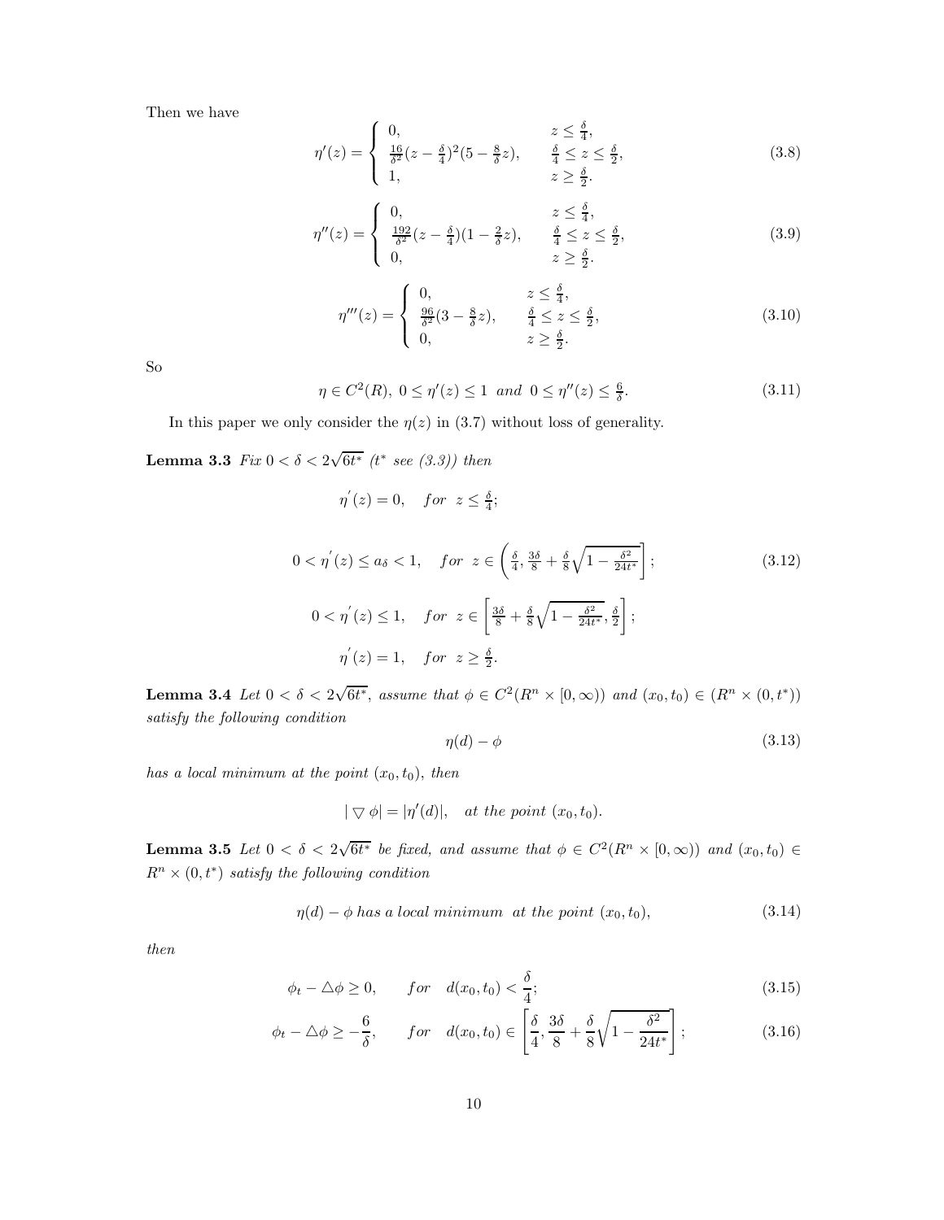Then we have

$$
\eta'(z) = \begin{cases} 0, & z \le \frac{\delta}{4}, \\ \frac{16}{\delta^2}(z-\frac{\delta}{4})^2(5-\frac{8}{\delta}z), & \frac{\delta}{4} \le z \le \frac{\delta}{2}, \\ 1, & z \ge \frac{\delta}{2}. \end{cases} \tag{3.8}
$$

$$
\eta''(z) = \begin{cases} 0, & z \le \frac{\delta}{4}, \\ \frac{192}{\delta^2}(z-\frac{\delta}{4})(1-\frac{2}{\delta}z), & \frac{\delta}{4} \le z \le \frac{\delta}{2}, \\ 0, & z \ge \frac{\delta}{2}. \end{cases} \tag{3.9}
$$

$$
\eta'''(z) = \begin{cases} 0, & z \le \frac{\delta}{4}, \\ \frac{96}{\delta^2}(3-\frac{8}{\delta}z), & \frac{\delta}{4} \le z \le \frac{\delta}{2}, \\ 0, & z \ge \frac{\delta}{2}. \end{cases} \tag{3.10}
$$

So

$$
\eta \in C^2(R),\ 0 \le \eta'(z) \le 1 \ \ and \ \ 0 \le \eta''(z) \le \tfrac{6}{\delta}. \tag{3.11}
$$

In this paper we only consider the $\eta(z)$ in (3.7) without loss of generality.

**Lemma 3.3** *Fix $0 < \delta < 2\sqrt{6t^*}$ ($t^*$ see (3.3)) then*

$$
\eta'(z) = 0, \quad for \ \ z \le \tfrac{\delta}{4};
$$

$$
0 < \eta'(z) \le a_\delta < 1, \quad for \ \ z \in \left(\tfrac{\delta}{4}, \tfrac{3\delta}{8} + \tfrac{\delta}{8}\sqrt{1-\tfrac{\delta^2}{24t^*}}\right]; \tag{3.12}
$$

$$
0 < \eta'(z) \le 1, \quad for \ \ z \in \left[\tfrac{3\delta}{8} + \tfrac{\delta}{8}\sqrt{1-\tfrac{\delta^2}{24t^*}}, \tfrac{\delta}{2}\right];
$$

$$
\eta'(z) = 1, \quad for \ \ z \ge \tfrac{\delta}{2}.
$$

**Lemma 3.4** *Let $0 < \delta < 2\sqrt{6t^*}$, assume that $\phi \in C^2(R^n \times [0,\infty))$ and $(x_0, t_0) \in (R^n \times (0, t^*))$ satisfy the following condition*

$$
\eta(d) - \phi \tag{3.13}
$$

*has a local minimum at the point $(x_0, t_0)$, then*

$$
|\bigtriangledown \phi| = |\eta'(d)|, \quad at\ the\ point\ (x_0, t_0).
$$

**Lemma 3.5** *Let $0 < \delta < 2\sqrt{6t^*}$ be fixed, and assume that $\phi \in C^2(R^n \times [0,\infty))$ and $(x_0, t_0) \in R^n \times (0, t^*)$ satisfy the following condition*

$$
\eta(d) - \phi \ has\ a\ local\ minimum\ \ at\ the\ point\ (x_0, t_0), \tag{3.14}
$$

*then*

$$
\phi_t - \triangle\phi \ge 0, \qquad for \quad d(x_0, t_0) < \frac{\delta}{4}; \tag{3.15}
$$

$$
\phi_t - \triangle\phi \ge -\frac{6}{\delta}, \qquad for \quad d(x_0, t_0) \in \left[\frac{\delta}{4}, \frac{3\delta}{8} + \frac{\delta}{8}\sqrt{1-\frac{\delta^2}{24t^*}}\right]; \tag{3.16}
$$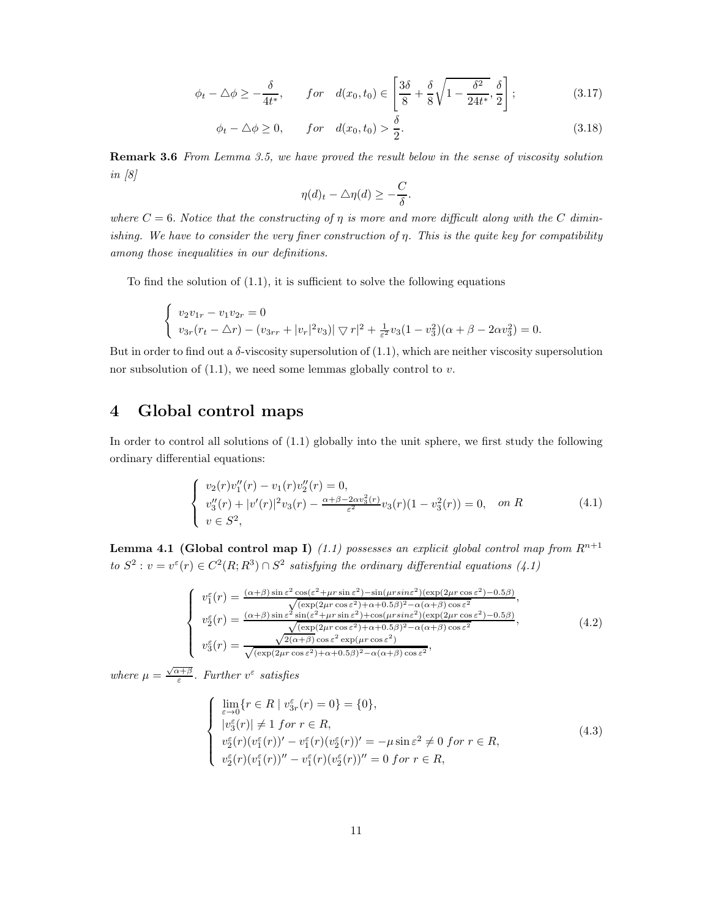$$\phi_t - \triangle\phi \geq -\frac{\delta}{4t^*}, \qquad for \quad d(x_0, t_0) \in \left[\frac{3\delta}{8} + \frac{\delta}{8}\sqrt{1 - \frac{\delta^2}{24t^*}}, \frac{\delta}{2}\right]; \tag{3.17}$$

$$\phi_t - \triangle\phi \geq 0, \qquad for \quad d(x_0, t_0) > \frac{\delta}{2}. \tag{3.18}$$

**Remark 3.6** *From Lemma 3.5, we have proved the result below in the sense of viscosity solution in [8]*

$$\eta(d)_t - \triangle\eta(d) \geq -\frac{C}{\delta}.$$

*where $C = 6$. Notice that the constructing of $\eta$ is more and more difficult along with the $C$ diminishing. We have to consider the very finer construction of $\eta$. This is the quite key for compatibility among those inequalities in our definitions.*

To find the solution of (1.1), it is sufficient to solve the following equations

$$\begin{cases} v_2 v_{1r} - v_1 v_{2r} = 0 \\ v_{3r}(r_t - \triangle r) - (v_{3rr} + |v_r|^2 v_3)|\bigtriangledown r|^2 + \frac{1}{\varepsilon^2} v_3(1 - v_3^2)(\alpha + \beta - 2\alpha v_3^2) = 0. \end{cases}$$

But in order to find out a $\delta$-viscosity supersolution of (1.1), which are neither viscosity supersolution nor subsolution of (1.1), we need some lemmas globally control to $v$.

# 4 Global control maps

In order to control all solutions of (1.1) globally into the unit sphere, we first study the following ordinary differential equations:

$$\begin{cases} v_2(r)v_1''(r) - v_1(r)v_2''(r) = 0, \\ v_3''(r) + |v'(r)|^2 v_3(r) - \frac{\alpha + \beta - 2\alpha v_3^2(r)}{\varepsilon^2} v_3(r)(1 - v_3^2(r)) = 0, \quad on\ R \\ v \in S^2, \end{cases} \tag{4.1}$$

**Lemma 4.1 (Global control map I)** *(1.1) possesses an explicit global control map from $R^{n+1}$ to $S^2 : v = v^\varepsilon(r) \in C^2(R; R^3) \cap S^2$ satisfying the ordinary differential equations (4.1)*

$$\begin{cases} v_1^\varepsilon(r) = \frac{(\alpha+\beta)\sin\varepsilon^2 \cos(\varepsilon^2 + \mu r \sin\varepsilon^2) - \sin(\mu r sin\varepsilon^2)(\exp(2\mu r\cos\varepsilon^2) - 0.5\beta)}{\sqrt{(\exp(2\mu r\cos\varepsilon^2) + \alpha + 0.5\beta)^2 - \alpha(\alpha+\beta)\cos\varepsilon^2}}, \\ v_2^\varepsilon(r) = \frac{(\alpha+\beta)\sin\varepsilon^2 \sin(\varepsilon^2 + \mu r \sin\varepsilon^2) + \cos(\mu r sin\varepsilon^2)(\exp(2\mu r\cos\varepsilon^2) - 0.5\beta)}{\sqrt{(\exp(2\mu r\cos\varepsilon^2) + \alpha + 0.5\beta)^2 - \alpha(\alpha+\beta)\cos\varepsilon^2}}, \\ v_3^\varepsilon(r) = \frac{\sqrt{2(\alpha+\beta)}\cos\varepsilon^2 \exp(\mu r\cos\varepsilon^2)}{\sqrt{(\exp(2\mu r\cos\varepsilon^2) + \alpha + 0.5\beta)^2 - \alpha(\alpha+\beta)\cos\varepsilon^2}}, \end{cases} \tag{4.2}$$

*where $\mu = \frac{\sqrt{\alpha+\beta}}{\varepsilon}$. Further $v^\varepsilon$ satisfies*

$$\begin{cases} \lim\limits_{\varepsilon\to 0}\{r \in R \mid v_{3r}^\varepsilon(r) = 0\} = \{0\}, \\ |v_3^\varepsilon(r)| \neq 1 \ for\ r \in R, \\ v_2^\varepsilon(r)(v_1^\varepsilon(r))' - v_1^\varepsilon(r)(v_2^\varepsilon(r))' = -\mu\sin\varepsilon^2 \neq 0 \ for\ r \in R, \\ v_2^\varepsilon(r)(v_1^\varepsilon(r))'' - v_1^\varepsilon(r)(v_2^\varepsilon(r))'' = 0 \ for\ r \in R, \end{cases} \tag{4.3}$$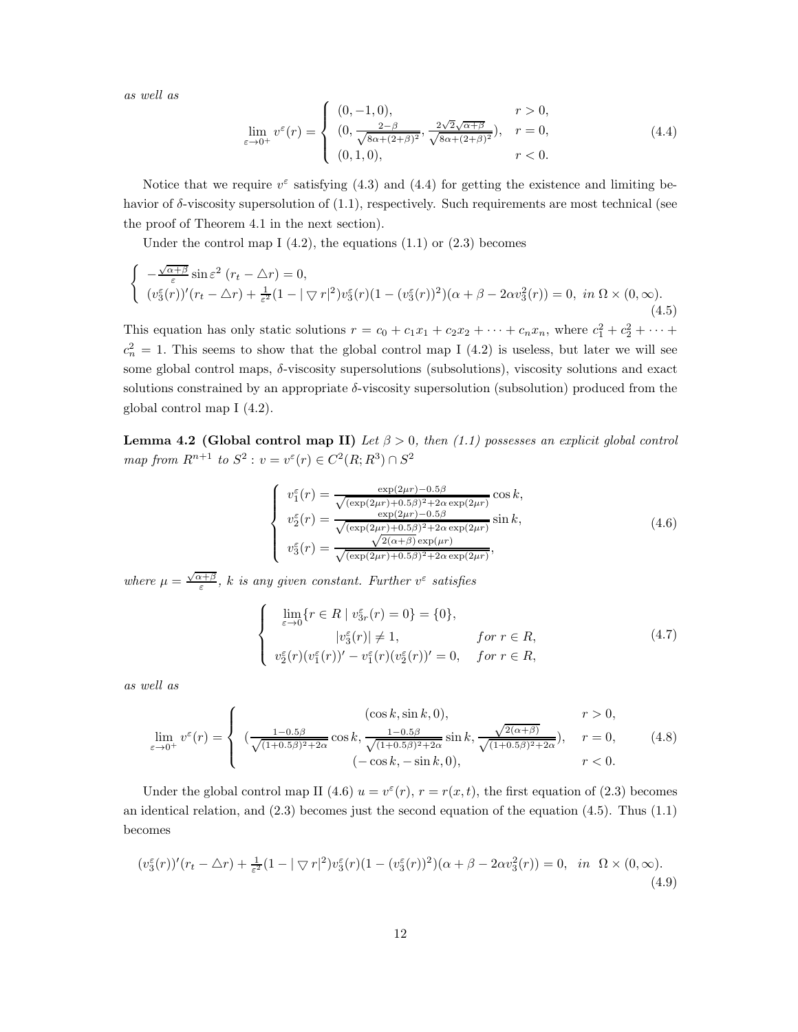*as well as*

$$
\lim_{\varepsilon\to 0^+} v^\varepsilon(r) = \left\{ \begin{array}{ll} (0,-1,0), & r>0, \\ (0, \frac{2-\beta}{\sqrt{8\alpha+(2+\beta)^2}}, \frac{2\sqrt{2}\sqrt{\alpha+\beta}}{\sqrt{8\alpha+(2+\beta)^2}}), & r=0, \\ (0,1,0), & r<0. \end{array} \right. \tag{4.4}
$$

Notice that we require $v^\varepsilon$ satisfying (4.3) and (4.4) for getting the existence and limiting behavior of $\delta$-viscosity supersolution of (1.1), respectively. Such requirements are most technical (see the proof of Theorem 4.1 in the next section).

Under the control map I (4.2), the equations (1.1) or (2.3) becomes

$$
\left\{ \begin{array}{l} -\frac{\sqrt{\alpha+\beta}}{\varepsilon}\sin\varepsilon^2\ (r_t - \triangle r) = 0, \\ (v_3^\varepsilon(r))'(r_t-\triangle r) + \frac{1}{\varepsilon^2}(1-|\bigtriangledown r|^2) v_3^\varepsilon(r)(1-(v_3^\varepsilon(r))^2)(\alpha+\beta-2\alpha v_3^2(r)) = 0,\ in\ \Omega\times(0,\infty). \end{array} \right. \tag{4.5}
$$

This equation has only static solutions $r = c_0 + c_1x_1 + c_2x_2 + \cdots + c_nx_n$, where $c_1^2 + c_2^2 + \cdots + c_n^2 = 1$. This seems to show that the global control map I (4.2) is useless, but later we will see some global control maps, $\delta$-viscosity supersolutions (subsolutions), viscosity solutions and exact solutions constrained by an appropriate $\delta$-viscosity supersolution (subsolution) produced from the global control map I (4.2).

**Lemma 4.2 (Global control map II)** *Let $\beta > 0$, then (1.1) possesses an explicit global control map from $R^{n+1}$ to $S^2$ : $v = v^\varepsilon(r) \in C^2(R;R^3)\cap S^2$*

$$
\left\{ \begin{array}{l} v_1^\varepsilon(r) = \frac{\exp(2\mu r)-0.5\beta}{\sqrt{(\exp(2\mu r)+0.5\beta)^2+2\alpha\exp(2\mu r)}}\cos k, \\ v_2^\varepsilon(r) = \frac{\exp(2\mu r)-0.5\beta}{\sqrt{(\exp(2\mu r)+0.5\beta)^2+2\alpha\exp(2\mu r)}}\sin k, \\ v_3^\varepsilon(r) = \frac{\sqrt{2(\alpha+\beta)}\exp(\mu r)}{\sqrt{(\exp(2\mu r)+0.5\beta)^2+2\alpha\exp(2\mu r)}}, \end{array} \right. \tag{4.6}
$$

*where $\mu = \frac{\sqrt{\alpha+\beta}}{\varepsilon}$, $k$ is any given constant. Further $v^\varepsilon$ satisfies*

$$
\left\{ \begin{array}{ll} \lim_{\varepsilon\to 0}\{r\in R \mid v_{3r}^\varepsilon(r)=0\} = \{0\}, & \\ |v_3^\varepsilon(r)| \neq 1, & for\ r\in R, \\ v_2^\varepsilon(r)(v_1^\varepsilon(r))' - v_1^\varepsilon(r)(v_2^\varepsilon(r))' = 0, & for\ r\in R, \end{array} \right. \tag{4.7}
$$

*as well as*

$$
\lim_{\varepsilon\to 0^+} v^\varepsilon(r) = \left\{ \begin{array}{ll} (\cos k, \sin k, 0), & r>0, \\ (\frac{1-0.5\beta}{\sqrt{(1+0.5\beta)^2+2\alpha}}\cos k, \frac{1-0.5\beta}{\sqrt{(1+0.5\beta)^2+2\alpha}}\sin k, \frac{\sqrt{2(\alpha+\beta)}}{\sqrt{(1+0.5\beta)^2+2\alpha}}), & r=0, \\ (-\cos k, -\sin k, 0), & r<0. \end{array} \right. \tag{4.8}
$$

Under the global control map II (4.6) $u = v^\varepsilon(r)$, $r = r(x,t)$, the first equation of (2.3) becomes an identical relation, and (2.3) becomes just the second equation of the equation (4.5). Thus (1.1) becomes

$$
(v_3^\varepsilon(r))'(r_t-\triangle r) + \frac{1}{\varepsilon^2}(1-|\bigtriangledown r|^2) v_3^\varepsilon(r)(1-(v_3^\varepsilon(r))^2)(\alpha+\beta-2\alpha v_3^2(r)) = 0,\quad in\ \ \Omega\times(0,\infty). \tag{4.9}
$$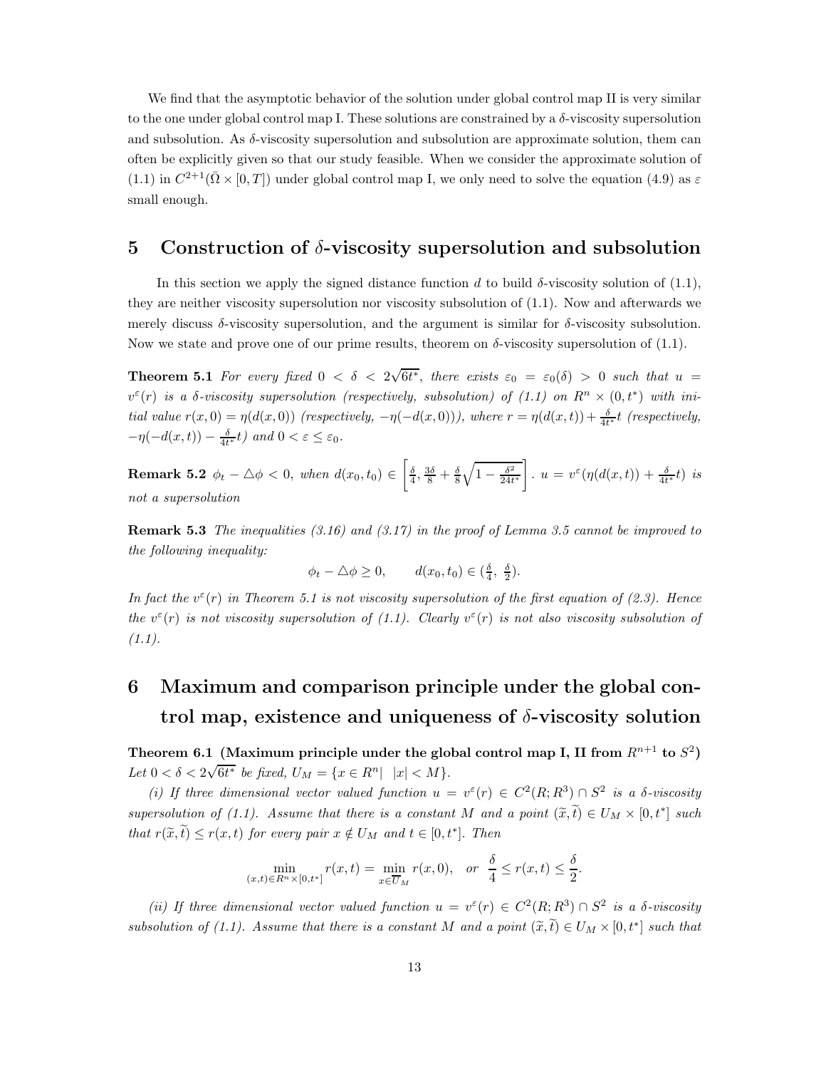We find that the asymptotic behavior of the solution under global control map II is very similar to the one under global control map I. These solutions are constrained by a $\delta$-viscosity supersolution and subsolution. As $\delta$-viscosity supersolution and subsolution are approximate solution, them can often be explicitly given so that our study feasible. When we consider the approximate solution of (1.1) in $C^{2+1}(\bar{\Omega}\times[0,T])$ under global control map I, we only need to solve the equation (4.9) as $\varepsilon$ small enough.

# 5 Construction of $\delta$-viscosity supersolution and subsolution

In this section we apply the signed distance function $d$ to build $\delta$-viscosity solution of (1.1), they are neither viscosity supersolution nor viscosity subsolution of (1.1). Now and afterwards we merely discuss $\delta$-viscosity supersolution, and the argument is similar for $\delta$-viscosity subsolution. Now we state and prove one of our prime results, theorem on $\delta$-viscosity supersolution of (1.1).

**Theorem 5.1** *For every fixed $0<\delta<2\sqrt{6t^*}$, there exists $\varepsilon_0=\varepsilon_0(\delta)>0$ such that $u=v^\varepsilon(r)$ is a $\delta$-viscosity supersolution (respectively, subsolution) of (1.1) on $R^n\times(0,t^*)$ with initial value $r(x,0)=\eta(d(x,0))$ (respectively, $-\eta(-d(x,0))$), where $r=\eta(d(x,t))+\frac{\delta}{4t^*}t$ (respectively, $-\eta(-d(x,t))-\frac{\delta}{4t^*}t$) and $0<\varepsilon\le\varepsilon_0$.*

**Remark 5.2** *$\phi_t-\triangle\phi<0$, when $d(x_0,t_0)\in\left[\frac{\delta}{4},\frac{3\delta}{8}+\frac{\delta}{8}\sqrt{1-\frac{\delta^2}{24t^*}}\right]$. $u=v^\varepsilon(\eta(d(x,t))+\frac{\delta}{4t^*}t)$ is not a supersolution*

**Remark 5.3** *The inequalities (3.16) and (3.17) in the proof of Lemma 3.5 cannot be improved to the following inequality:*

$$\phi_t-\triangle\phi\ge 0,\qquad d(x_0,t_0)\in(\tfrac{\delta}{4},\ \tfrac{\delta}{2}).$$

*In fact the $v^\varepsilon(r)$ in Theorem 5.1 is not viscosity supersolution of the first equation of (2.3). Hence the $v^\varepsilon(r)$ is not viscosity supersolution of (1.1). Clearly $v^\varepsilon(r)$ is not also viscosity subsolution of (1.1).*

# 6 Maximum and comparison principle under the global control map, existence and uniqueness of $\delta$-viscosity solution

**Theorem 6.1 (Maximum principle under the global control map I, II from $R^{n+1}$ to $S^2$)** *Let $0<\delta<2\sqrt{6t^*}$ be fixed, $U_M=\{x\in R^n|\ \ |x|<M\}$.*

*(i) If three dimensional vector valued function $u=v^\varepsilon(r)\in C^2(R;R^3)\cap S^2$ is a $\delta$-viscosity supersolution of (1.1). Assume that there is a constant $M$ and a point $(\widetilde{x},\widetilde{t})\in U_M\times[0,t^*]$ such that $r(\widetilde{x},\widetilde{t})\le r(x,t)$ for every pair $x\notin U_M$ and $t\in[0,t^*]$. Then*

$$\min_{(x,t)\in R^n\times[0,t^*]}r(x,t)=\min_{x\in\overline{U}_M}r(x,0),\quad or\quad \frac{\delta}{4}\le r(x,t)\le\frac{\delta}{2}.$$

*(ii) If three dimensional vector valued function $u=v^\varepsilon(r)\in C^2(R;R^3)\cap S^2$ is a $\delta$-viscosity subsolution of (1.1). Assume that there is a constant $M$ and a point $(\widetilde{x},\widetilde{t})\in U_M\times[0,t^*]$ such that*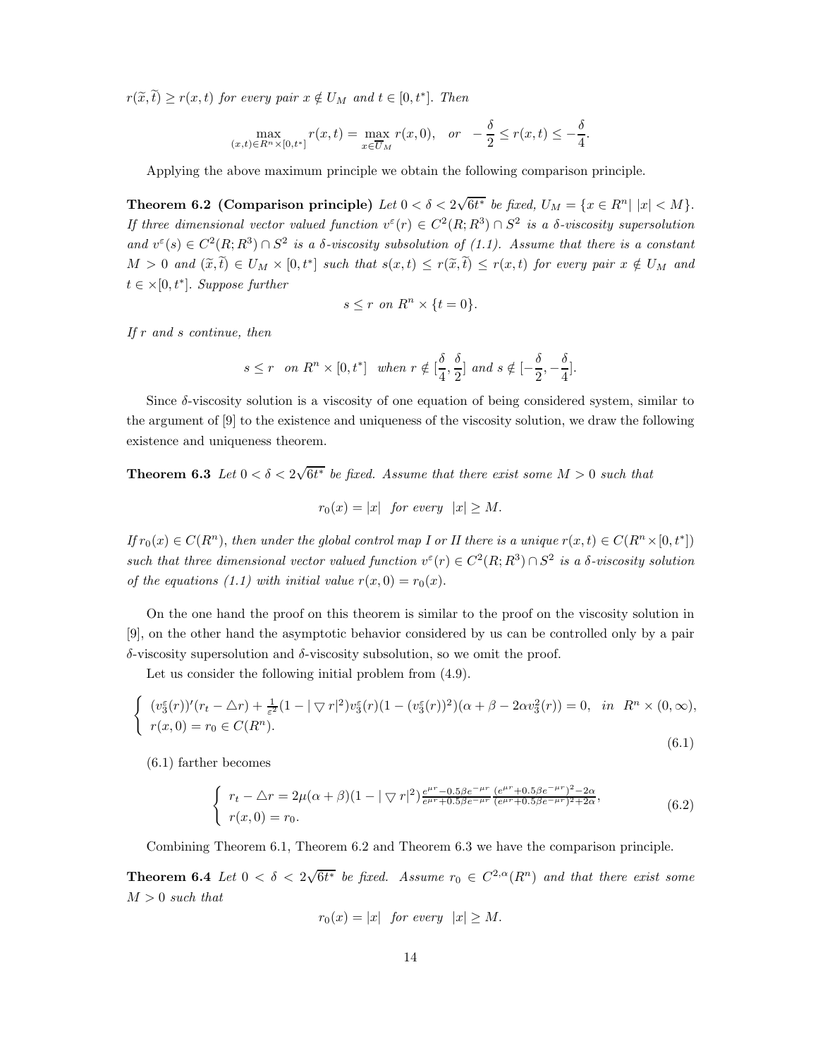$r(\widetilde{x},\widetilde{t}) \geq r(x,t)$ *for every pair* $x \notin U_M$ *and* $t \in [0,t^*]$. *Then*

$$\max_{(x,t)\in R^n\times[0,t^*]} r(x,t) = \max_{x\in\overline{U}_M} r(x,0), \quad or \quad -\frac{\delta}{2} \leq r(x,t) \leq -\frac{\delta}{4}.$$

Applying the above maximum principle we obtain the following comparison principle.

**Theorem 6.2 (Comparison principle)** *Let* $0 < \delta < 2\sqrt{6t^*}$ *be fixed,* $U_M = \{x \in R^n| \ |x| < M\}$. *If three dimensional vector valued function* $v^\varepsilon(r) \in C^2(R;R^3) \cap S^2$ *is a* $\delta$*-viscosity supersolution and* $v^\varepsilon(s) \in C^2(R;R^3) \cap S^2$ *is a* $\delta$*-viscosity subsolution of (1.1). Assume that there is a constant* $M > 0$ *and* $(\widetilde{x},\widetilde{t}) \in U_M \times [0,t^*]$ *such that* $s(x,t) \leq r(\widetilde{x},\widetilde{t}) \leq r(x,t)$ *for every pair* $x \notin U_M$ *and* $t \in \times[0,t^*]$. *Suppose further*

$$s \leq r \ \ on \ R^n \times \{t = 0\}.$$

*If* $r$ *and* $s$ *continue, then*

$$s \leq r \quad on \ R^n \times [0,t^*] \quad when \ r \notin [\frac{\delta}{4},\frac{\delta}{2}] \ and \ s \notin [-\frac{\delta}{2},-\frac{\delta}{4}].$$

Since $\delta$-viscosity solution is a viscosity of one equation of being considered system, similar to the argument of [9] to the existence and uniqueness of the viscosity solution, we draw the following existence and uniqueness theorem.

**Theorem 6.3** *Let* $0 < \delta < 2\sqrt{6t^*}$ *be fixed. Assume that there exist some* $M > 0$ *such that*

$$r_0(x) = |x| \quad for \ every \quad |x| \geq M.$$

*If* $r_0(x) \in C(R^n)$, *then under the global control map I or II there is a unique* $r(x,t) \in C(R^n \times [0,t^*])$ *such that three dimensional vector valued function* $v^\varepsilon(r) \in C^2(R;R^3) \cap S^2$ *is a* $\delta$*-viscosity solution of the equations (1.1) with initial value* $r(x,0) = r_0(x)$.

On the one hand the proof on this theorem is similar to the proof on the viscosity solution in [9], on the other hand the asymptotic behavior considered by us can be controlled only by a pair $\delta$-viscosity supersolution and $\delta$-viscosity subsolution, so we omit the proof.

Let us consider the following initial problem from (4.9).

$$\begin{cases} (v_3^\varepsilon(r))'(r_t - \triangle r) + \frac{1}{\varepsilon^2}(1 - |\bigtriangledown r|^2)v_3^\varepsilon(r)(1-(v_3^\varepsilon(r))^2)(\alpha+\beta-2\alpha v_3^2(r)) = 0, \quad in \ \ R^n \times (0,\infty), \\ r(x,0) = r_0 \in C(R^n). \end{cases} \tag{6.1}$$

(6.1) farther becomes

$$\begin{cases} r_t - \triangle r = 2\mu(\alpha+\beta)(1-|\bigtriangledown r|^2)\frac{e^{\mu r}-0.5\beta e^{-\mu r}}{e^{\mu r}+0.5\beta e^{-\mu r}}\frac{(e^{\mu r}+0.5\beta e^{-\mu r})^2-2\alpha}{(e^{\mu r}+0.5\beta e^{-\mu r})^2+2\alpha}, \\ r(x,0) = r_0. \end{cases} \tag{6.2}$$

Combining Theorem 6.1, Theorem 6.2 and Theorem 6.3 we have the comparison principle.

**Theorem 6.4** *Let* $0 < \delta < 2\sqrt{6t^*}$ *be fixed. Assume* $r_0 \in C^{2,\alpha}(R^n)$ *and that there exist some* $M > 0$ *such that*

$$r_0(x) = |x| \quad for \ every \quad |x| \geq M.$$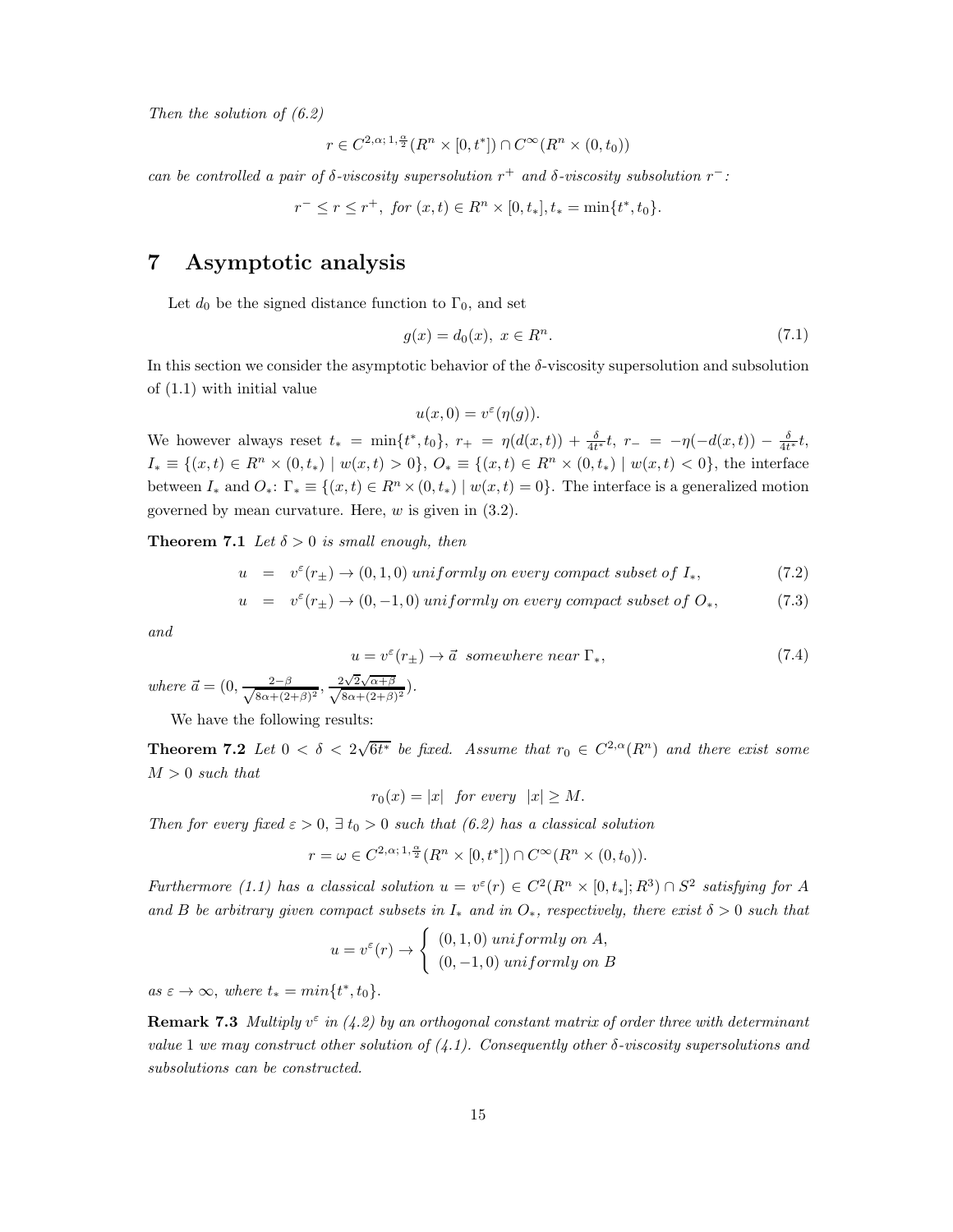*Then the solution of (6.2)*

$$r \in C^{2,\alpha;\,1,\frac{\alpha}{2}}(R^n \times [0,t^*]) \cap C^\infty(R^n \times (0,t_0))$$

*can be controlled a pair of δ-viscosity supersolution $r^+$ and δ-viscosity subsolution $r^-$:*

$$r^- \le r \le r^+, \text{ for } (x,t) \in R^n \times [0,t_*], t_* = \min\{t^*, t_0\}.$$

# 7 Asymptotic analysis

Let $d_0$ be the signed distance function to $\Gamma_0$, and set

$$g(x) = d_0(x),\ x \in R^n. \tag{7.1}$$

In this section we consider the asymptotic behavior of the δ-viscosity supersolution and subsolution of (1.1) with initial value

$$u(x,0) = v^\varepsilon(\eta(g)).$$

We however always reset $t_* = \min\{t^*, t_0\}$, $r_+ = \eta(d(x,t)) + \frac{\delta}{4t^*}t$, $r_- = -\eta(-d(x,t)) - \frac{\delta}{4t^*}t$, $I_* \equiv \{(x,t) \in R^n \times (0,t_*) \mid w(x,t) > 0\}$, $O_* \equiv \{(x,t) \in R^n \times (0,t_*) \mid w(x,t) < 0\}$, the interface between $I_*$ and $O_*$: $\Gamma_* \equiv \{(x,t) \in R^n \times (0,t_*) \mid w(x,t) = 0\}$. The interface is a generalized motion governed by mean curvature. Here, $w$ is given in (3.2).

**Theorem 7.1** *Let $\delta > 0$ is small enough, then*

$$u = v^\varepsilon(r_\pm) \to (0,1,0) \text{ uniformly on every compact subset of } I_*, \tag{7.2}$$

$$u = v^\varepsilon(r_\pm) \to (0,-1,0) \text{ uniformly on every compact subset of } O_*, \tag{7.3}$$

*and*

$$u = v^\varepsilon(r_\pm) \to \vec{a} \text{ somewhere near } \Gamma_*, \tag{7.4}$$

*where* $\vec{a} = (0, \frac{2-\beta}{\sqrt{8\alpha+(2+\beta)^2}}, \frac{2\sqrt{2}\sqrt{\alpha+\beta}}{\sqrt{8\alpha+(2+\beta)^2}})$.

We have the following results:

**Theorem 7.2** *Let $0 < \delta < 2\sqrt{6t^*}$ be fixed. Assume that $r_0 \in C^{2,\alpha}(R^n)$ and there exist some $M > 0$ such that*

$$r_0(x) = |x| \text{ for every } |x| \ge M.$$

*Then for every fixed $\varepsilon > 0$, $\exists\, t_0 > 0$ such that (6.2) has a classical solution*

$$r = \omega \in C^{2,\alpha;\,1,\frac{\alpha}{2}}(R^n \times [0,t^*]) \cap C^\infty(R^n \times (0,t_0)).$$

*Furthermore (1.1) has a classical solution $u = v^\varepsilon(r) \in C^2(R^n \times [0,t_*]; R^3) \cap S^2$ satisfying for $A$ and $B$ be arbitrary given compact subsets in $I_*$ and in $O_*$, respectively, there exist $\delta > 0$ such that*

$$u = v^\varepsilon(r) \to \begin{cases} (0,1,0) \text{ uniformly on } A, \\ (0,-1,0) \text{ uniformly on } B \end{cases}$$

*as $\varepsilon \to \infty$, where $t_* = min\{t^*, t_0\}$.*

**Remark 7.3** *Multiply $v^\varepsilon$ in (4.2) by an orthogonal constant matrix of order three with determinant value 1 we may construct other solution of (4.1). Consequently other δ-viscosity supersolutions and subsolutions can be constructed.*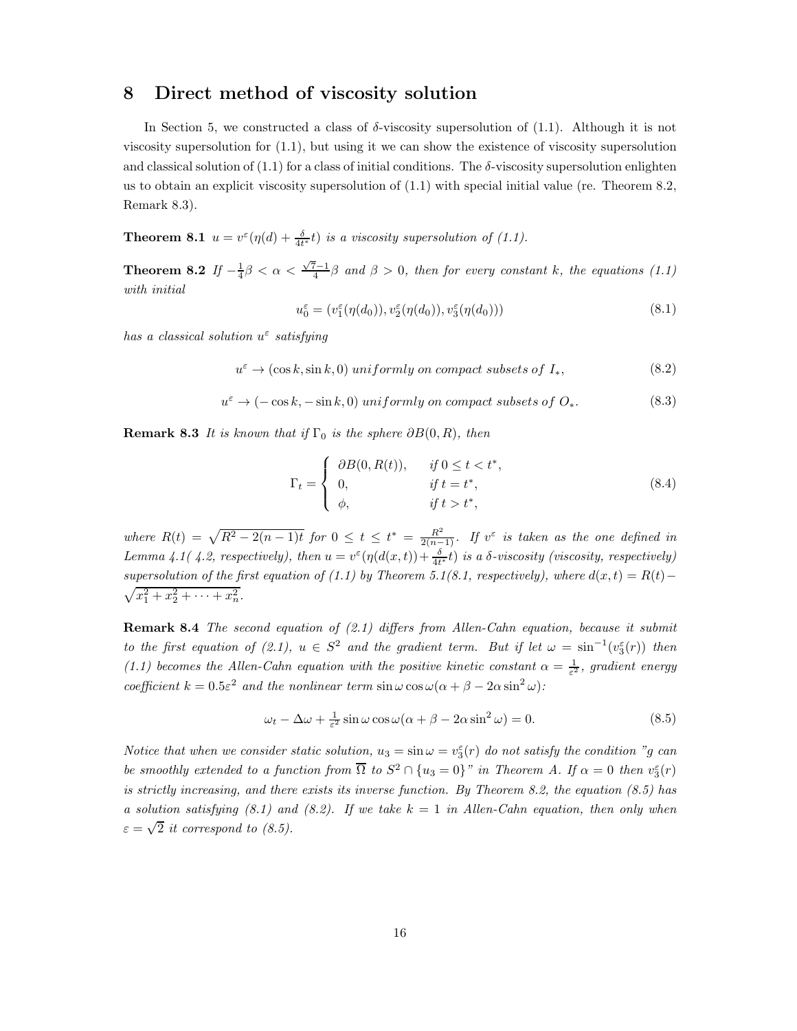# 8 Direct method of viscosity solution

In Section 5, we constructed a class of $\delta$-viscosity supersolution of (1.1). Although it is not viscosity supersolution for (1.1), but using it we can show the existence of viscosity supersolution and classical solution of (1.1) for a class of initial conditions. The $\delta$-viscosity supersolution enlighten us to obtain an explicit viscosity supersolution of (1.1) with special initial value (re. Theorem 8.2, Remark 8.3).

**Theorem 8.1** *$u = v^\varepsilon(\eta(d) + \frac{\delta}{4t^*}t)$ is a viscosity supersolution of (1.1).*

**Theorem 8.2** *If $-\frac{1}{4}\beta < \alpha < \frac{\sqrt{7}-1}{4}\beta$ and $\beta > 0$, then for every constant $k$, the equations (1.1) with initial*

$$u_0^\varepsilon = (v_1^\varepsilon(\eta(d_0)), v_2^\varepsilon(\eta(d_0)), v_3^\varepsilon(\eta(d_0))) \tag{8.1}$$

*has a classical solution $u^\varepsilon$ satisfying*

$$u^\varepsilon \to (\cos k, \sin k, 0) \; uniformly \; on \; compact \; subsets \; of \; I_*, \tag{8.2}$$

$$u^\varepsilon \to (-\cos k, -\sin k, 0) \; uniformly \; on \; compact \; subsets \; of \; O_*. \tag{8.3}$$

**Remark 8.3** *It is known that if $\Gamma_0$ is the sphere $\partial B(0, R)$, then*

$$\Gamma_t = \begin{cases} \partial B(0, R(t)), & if\; 0 \le t < t^*, \\ 0, & if\; t = t^*, \\ \phi, & if\; t > t^*, \end{cases} \tag{8.4}$$

*where $R(t) = \sqrt{R^2 - 2(n-1)t}$ for $0 \le t \le t^* = \frac{R^2}{2(n-1)}$. If $v^\varepsilon$ is taken as the one defined in Lemma 4.1( 4.2, respectively), then $u = v^\varepsilon(\eta(d(x,t)) + \frac{\delta}{4t^*}t)$ is a $\delta$-viscosity (viscosity, respectively) supersolution of the first equation of (1.1) by Theorem 5.1(8.1, respectively), where $d(x,t) = R(t) - \sqrt{x_1^2 + x_2^2 + \cdots + x_n^2}$.*

**Remark 8.4** *The second equation of (2.1) differs from Allen-Cahn equation, because it submit to the first equation of (2.1), $u \in S^2$ and the gradient term. But if let $\omega = \sin^{-1}(v_3^\varepsilon(r))$ then (1.1) becomes the Allen-Cahn equation with the positive kinetic constant $\alpha = \frac{1}{\varepsilon^2}$, gradient energy coefficient $k = 0.5\varepsilon^2$ and the nonlinear term $\sin\omega\cos\omega(\alpha + \beta - 2\alpha\sin^2\omega)$:*

$$\omega_t - \Delta\omega + \tfrac{1}{\varepsilon^2}\sin\omega\cos\omega(\alpha + \beta - 2\alpha\sin^2\omega) = 0. \tag{8.5}$$

*Notice that when we consider static solution, $u_3 = \sin\omega = v_3^\varepsilon(r)$ do not satisfy the condition "g can be smoothly extended to a function from $\overline{\Omega}$ to $S^2 \cap \{u_3 = 0\}$" in Theorem A. If $\alpha = 0$ then $v_3^\varepsilon(r)$ is strictly increasing, and there exists its inverse function. By Theorem 8.2, the equation (8.5) has a solution satisfying (8.1) and (8.2). If we take $k = 1$ in Allen-Cahn equation, then only when $\varepsilon = \sqrt{2}$ it correspond to (8.5).*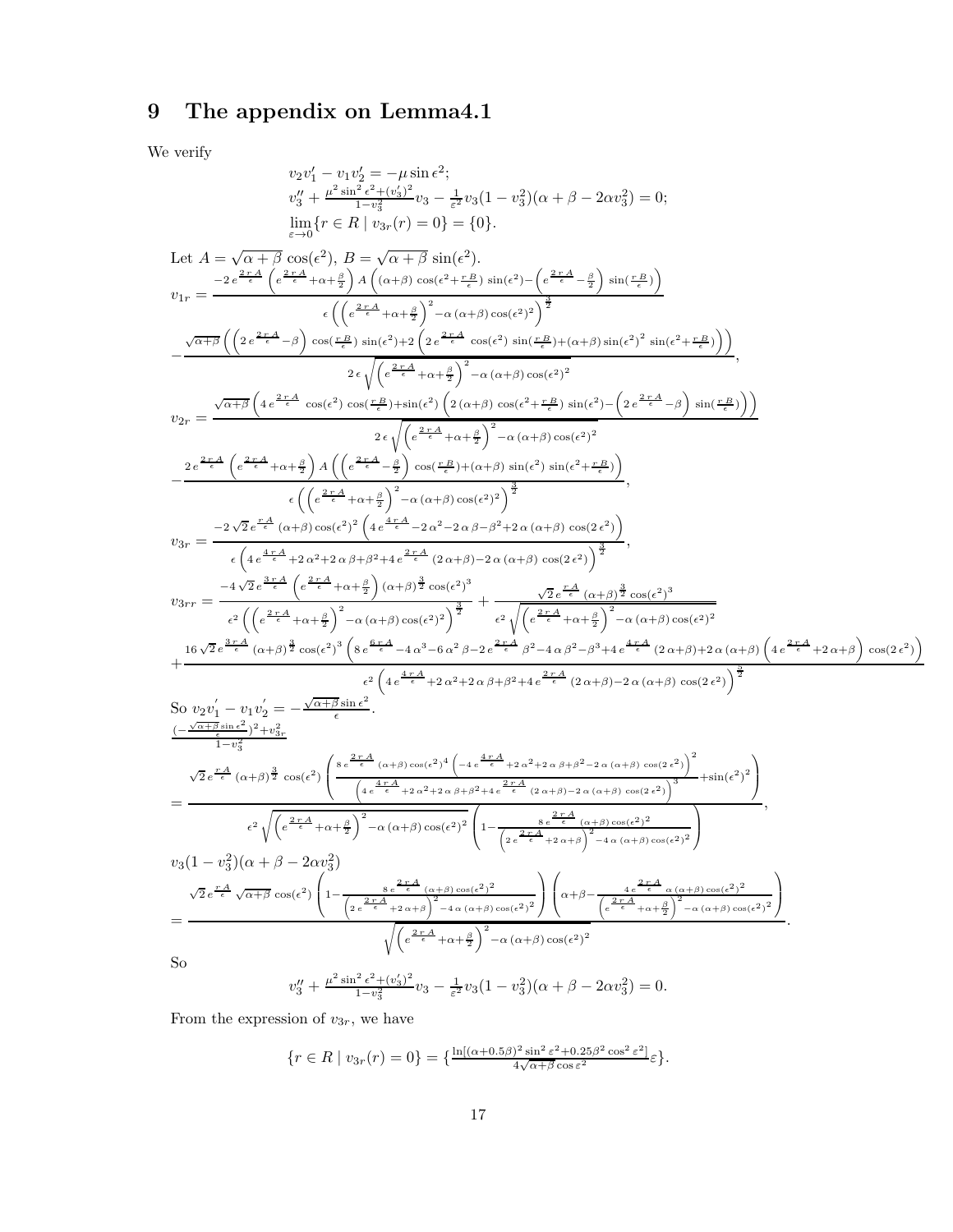# 9 The appendix on Lemma4.1

We verify

$$
\begin{aligned}
&v_2 v_1' - v_1 v_2' = -\mu \sin \epsilon^2;\\
&v_3'' + \frac{\mu^2 \sin^2 \epsilon^2 + (v_3')^2}{1-v_3^2} v_3 - \frac{1}{\varepsilon^2} v_3 (1-v_3^2)(\alpha+\beta-2\alpha v_3^2) = 0;\\
&\lim_{\varepsilon\to 0}\{r \in R \mid v_{3r}(r) = 0\} = \{0\}.
\end{aligned}
$$

Let $A = \sqrt{\alpha+\beta}\,\cos(\epsilon^2)$, $B = \sqrt{\alpha+\beta}\,\sin(\epsilon^2)$.

$$
v_{1r} = \frac{-2\,e^{\frac{2\,r\,A}{\epsilon}}\left(e^{\frac{2\,r\,A}{\epsilon}}+\alpha+\frac{\beta}{2}\right) A\left((\alpha+\beta)\,\cos(\epsilon^2+\frac{r\,B}{\epsilon})\,\sin(\epsilon^2)-\left(e^{\frac{2\,r\,A}{\epsilon}}-\frac{\beta}{2}\right)\sin(\frac{r\,B}{\epsilon})\right)}{\epsilon\left(\left(e^{\frac{2\,r\,A}{\epsilon}}+\alpha+\frac{\beta}{2}\right)^2-\alpha\,(\alpha+\beta)\cos(\epsilon^2)^2\right)^{\frac{3}{2}}}
$$

$$
-\frac{\sqrt{\alpha+\beta}\left(\left(2\,e^{\frac{2\,r\,A}{\epsilon}}-\beta\right)\cos(\frac{r\,B}{\epsilon})\,\sin(\epsilon^2)+2\left(2\,e^{\frac{2\,r\,A}{\epsilon}}\,\cos(\epsilon^2)\,\sin(\frac{r\,B}{\epsilon})+(\alpha+\beta)\sin(\epsilon^2)^2\,\sin(\epsilon^2+\frac{r\,B}{\epsilon})\right)\right)}{2\,\epsilon\sqrt{\left(e^{\frac{2\,r\,A}{\epsilon}}+\alpha+\frac{\beta}{2}\right)^2-\alpha\,(\alpha+\beta)\cos(\epsilon^2)^2}},
$$

$$
v_{2r} = \frac{\sqrt{\alpha+\beta}\left(4\,e^{\frac{2\,r\,A}{\epsilon}}\,\cos(\epsilon^2)\,\cos(\frac{r\,B}{\epsilon})+\sin(\epsilon^2)\left(2\,(\alpha+\beta)\,\cos(\epsilon^2+\frac{r\,B}{\epsilon})\,\sin(\epsilon^2)-\left(2\,e^{\frac{2\,r\,A}{\epsilon}}-\beta\right)\sin(\frac{r\,B}{\epsilon})\right)\right)}{2\,\epsilon\sqrt{\left(e^{\frac{2\,r\,A}{\epsilon}}+\alpha+\frac{\beta}{2}\right)^2-\alpha\,(\alpha+\beta)\cos(\epsilon^2)^2}}
$$

$$
-\frac{2\,e^{\frac{2\,r\,A}{\epsilon}}\left(e^{\frac{2\,r\,A}{\epsilon}}+\alpha+\frac{\beta}{2}\right) A\left(\left(e^{\frac{2\,r\,A}{\epsilon}}-\frac{\beta}{2}\right)\cos(\frac{r\,B}{\epsilon})+(\alpha+\beta)\,\sin(\epsilon^2)\,\sin(\epsilon^2+\frac{r\,B}{\epsilon})\right)}{\epsilon\left(\left(e^{\frac{2\,r\,A}{\epsilon}}+\alpha+\frac{\beta}{2}\right)^2-\alpha\,(\alpha+\beta)\cos(\epsilon^2)^2\right)^{\frac{3}{2}}},
$$

$$
v_{3r} = \frac{-2\sqrt{2}\,e^{\frac{r\,A}{\epsilon}}\,(\alpha+\beta)\cos(\epsilon^2)^2\left(4\,e^{\frac{4\,r\,A}{\epsilon}}-2\,\alpha^2-2\,\alpha\,\beta-\beta^2+2\,\alpha\,(\alpha+\beta)\,\cos(2\,\epsilon^2)\right)}{\epsilon\left(4\,e^{\frac{4\,r\,A}{\epsilon}}+2\,\alpha^2+2\,\alpha\,\beta+\beta^2+4\,e^{\frac{2\,r\,A}{\epsilon}}\,(2\,\alpha+\beta)-2\,\alpha\,(\alpha+\beta)\,\cos(2\,\epsilon^2)\right)^{\frac{3}{2}}},
$$

$$
v_{3rr} = \frac{-4\sqrt{2}\,e^{\frac{3\,r\,A}{\epsilon}}\left(e^{\frac{2\,r\,A}{\epsilon}}+\alpha+\frac{\beta}{2}\right)(\alpha+\beta)^{\frac{3}{2}}\cos(\epsilon^2)^3}{\epsilon^2\left(\left(e^{\frac{2\,r\,A}{\epsilon}}+\alpha+\frac{\beta}{2}\right)^2-\alpha\,(\alpha+\beta)\cos(\epsilon^2)^2\right)^{\frac{3}{2}}} + \frac{\sqrt{2}\,e^{\frac{r\,A}{\epsilon}}\,(\alpha+\beta)^{\frac{3}{2}}\cos(\epsilon^2)^3}{\epsilon^2\sqrt{\left(e^{\frac{2\,r\,A}{\epsilon}}+\alpha+\frac{\beta}{2}\right)^2-\alpha\,(\alpha+\beta)\cos(\epsilon^2)^2}}
$$

$$
+\frac{16\sqrt{2}\,e^{\frac{3\,r\,A}{\epsilon}}\,(\alpha+\beta)^{\frac{3}{2}}\cos(\epsilon^2)^3\left(8\,e^{\frac{6\,r\,A}{\epsilon}}-4\,\alpha^3-6\,\alpha^2\,\beta-2\,e^{\frac{2\,r\,A}{\epsilon}}\,\beta^2-4\,\alpha\,\beta^2-\beta^3+4\,e^{\frac{4\,r\,A}{\epsilon}}\,(2\,\alpha+\beta)+2\,\alpha\,(\alpha+\beta)\left(4\,e^{\frac{2\,r\,A}{\epsilon}}+2\,\alpha+\beta\right)\cos(2\,\epsilon^2)\right)}{\epsilon^2\left(4\,e^{\frac{4\,r\,A}{\epsilon}}+2\,\alpha^2+2\,\alpha\,\beta+\beta^2+4\,e^{\frac{2\,r\,A}{\epsilon}}\,(2\,\alpha+\beta)-2\,\alpha\,(\alpha+\beta)\,\cos(2\,\epsilon^2)\right)^{\frac{5}{2}}}
$$

So $v_2 v_1^{'} - v_1 v_2^{'} = -\frac{\sqrt{\alpha+\beta}\sin\epsilon^2}{\epsilon}$.

$$
\frac{(-\frac{\sqrt{\alpha+\beta}\sin\epsilon^2}{\epsilon})^2+v_{3r}^2}{1-v_3^2}
$$

$$
= \frac{\sqrt{2}\,e^{\frac{r\,A}{\epsilon}}\,(\alpha+\beta)^{\frac{3}{2}}\,\cos(\epsilon^2)\left(\frac{8\,e^{\frac{2\,r\,A}{\epsilon}}\,(\alpha+\beta)\cos(\epsilon^2)^4\left(-4\,e^{\frac{4\,r\,A}{\epsilon}}+2\,\alpha^2+2\,\alpha\,\beta+\beta^2-2\,\alpha\,(\alpha+\beta)\,\cos(2\,\epsilon^2)\right)^2}{\left(4\,e^{\frac{4\,r\,A}{\epsilon}}+2\,\alpha^2+2\,\alpha\,\beta+\beta^2+4\,e^{\frac{2\,r\,A}{\epsilon}}\,(2\,\alpha+\beta)-2\,\alpha\,(\alpha+\beta)\,\cos(2\,\epsilon^2)\right)^3}+\sin(\epsilon^2)^2\right)}{\epsilon^2\sqrt{\left(e^{\frac{2\,r\,A}{\epsilon}}+\alpha+\frac{\beta}{2}\right)^2-\alpha\,(\alpha+\beta)\cos(\epsilon^2)^2}\left(1-\frac{8\,e^{\frac{2\,r\,A}{\epsilon}}\,(\alpha+\beta)\cos(\epsilon^2)^2}{\left(2\,e^{\frac{2\,r\,A}{\epsilon}}+2\,\alpha+\beta\right)^2-4\,\alpha\,(\alpha+\beta)\cos(\epsilon^2)^2}\right)},
$$

$$
v_3(1-v_3^2)(\alpha+\beta-2\alpha v_3^2)
$$

$$
= \frac{\sqrt{2}\,e^{\frac{r\,A}{\epsilon}}\,\sqrt{\alpha+\beta}\,\cos(\epsilon^2)\left(1-\frac{8\,e^{\frac{2\,r\,A}{\epsilon}}\,(\alpha+\beta)\cos(\epsilon^2)^2}{\left(2\,e^{\frac{2\,r\,A}{\epsilon}}+2\,\alpha+\beta\right)^2-4\,\alpha\,(\alpha+\beta)\cos(\epsilon^2)^2}\right)\left(\alpha+\beta-\frac{4\,e^{\frac{2\,r\,A}{\epsilon}}\,\alpha\,(\alpha+\beta)\cos(\epsilon^2)^2}{\left(e^{\frac{2\,r\,A}{\epsilon}}+\alpha+\frac{\beta}{2}\right)^2-\alpha\,(\alpha+\beta)\cos(\epsilon^2)^2}\right)}{\sqrt{\left(e^{\frac{2\,r\,A}{\epsilon}}+\alpha+\frac{\beta}{2}\right)^2-\alpha\,(\alpha+\beta)\cos(\epsilon^2)^2}}.
$$

So

$$
v_3'' + \frac{\mu^2 \sin^2 \epsilon^2 + (v_3')^2}{1-v_3^2} v_3 - \frac{1}{\varepsilon^2} v_3 (1-v_3^2)(\alpha+\beta-2\alpha v_3^2) = 0.
$$

From the expression of $v_{3r}$, we have

$$
\{r \in R \mid v_{3r}(r) = 0\} = \{\frac{\ln[(\alpha+0.5\beta)^2 \sin^2 \varepsilon^2 + 0.25\beta^2 \cos^2 \varepsilon^2]}{4\sqrt{\alpha+\beta}\cos\varepsilon^2}\varepsilon\}.
$$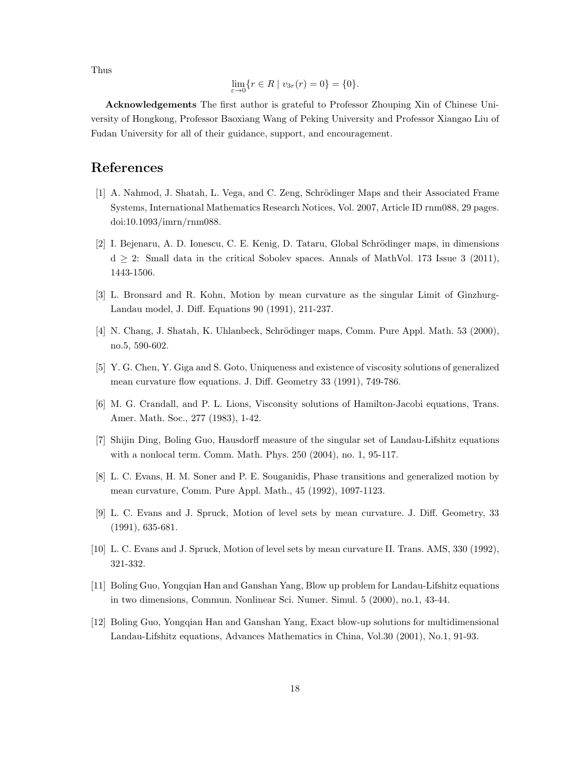Thus

$$\lim_{\varepsilon\to 0}\{r \in R \mid v_{3r}(r) = 0\} = \{0\}.$$

**Acknowledgements** The first author is grateful to Professor Zhouping Xin of Chinese University of Hongkong, Professor Baoxiang Wang of Peking University and Professor Xiangao Liu of Fudan University for all of their guidance, support, and encouragement.

# References

[1] A. Nahmod, J. Shatah, L. Vega, and C. Zeng, Schrödinger Maps and their Associated Frame Systems, International Mathematics Research Notices, Vol. 2007, Article ID rnm088, 29 pages. doi:10.1093/imrn/rnm088.

[2] I. Bejenaru, A. D. Ionescu, C. E. Kenig, D. Tataru, Global Schrödinger maps, in dimensions d $\geq$ 2: Small data in the critical Sobolev spaces. Annals of MathVol. 173 Issue 3 (2011), 1443-1506.

[3] L. Bronsard and R. Kohn, Motion by mean curvature as the singular Limit of Ginzhurg-Landau model, J. Diff. Equations 90 (1991), 211-237.

[4] N. Chang, J. Shatah, K. Uhlanbeck, Schrödinger maps, Comm. Pure Appl. Math. 53 (2000), no.5, 590-602.

[5] Y. G. Chen, Y. Giga and S. Goto, Uniqueness and existence of viscosity solutions of generalized mean curvature flow equations. J. Diff. Geometry 33 (1991), 749-786.

[6] M. G. Crandall, and P. L. Lions, Visconsity solutions of Hamilton-Jacobi equations, Trans. Amer. Math. Soc., 277 (1983), 1-42.

[7] Shijin Ding, Boling Guo, Hausdorff measure of the singular set of Landau-Lifshitz equations with a nonlocal term. Comm. Math. Phys. 250 (2004), no. 1, 95-117.

[8] L. C. Evans, H. M. Soner and P. E. Souganidis, Phase transitions and generalized motion by mean curvature, Comm. Pure Appl. Math., 45 (1992), 1097-1123.

[9] L. C. Evans and J. Spruck, Motion of level sets by mean curvature. J. Diff. Geometry, 33 (1991), 635-681.

[10] L. C. Evans and J. Spruck, Motion of level sets by mean curvature II. Trans. AMS, 330 (1992), 321-332.

[11] Boling Guo, Yongqian Han and Ganshan Yang, Blow up problem for Landau-Lifshitz equations in two dimensions, Commun. Nonlinear Sci. Numer. Simul. 5 (2000), no.1, 43-44.

[12] Boling Guo, Yongqian Han and Ganshan Yang, Exact blow-up solutions for multidimensional Landau-Lifshitz equations, Advances Mathematics in China, Vol.30 (2001), No.1, 91-93.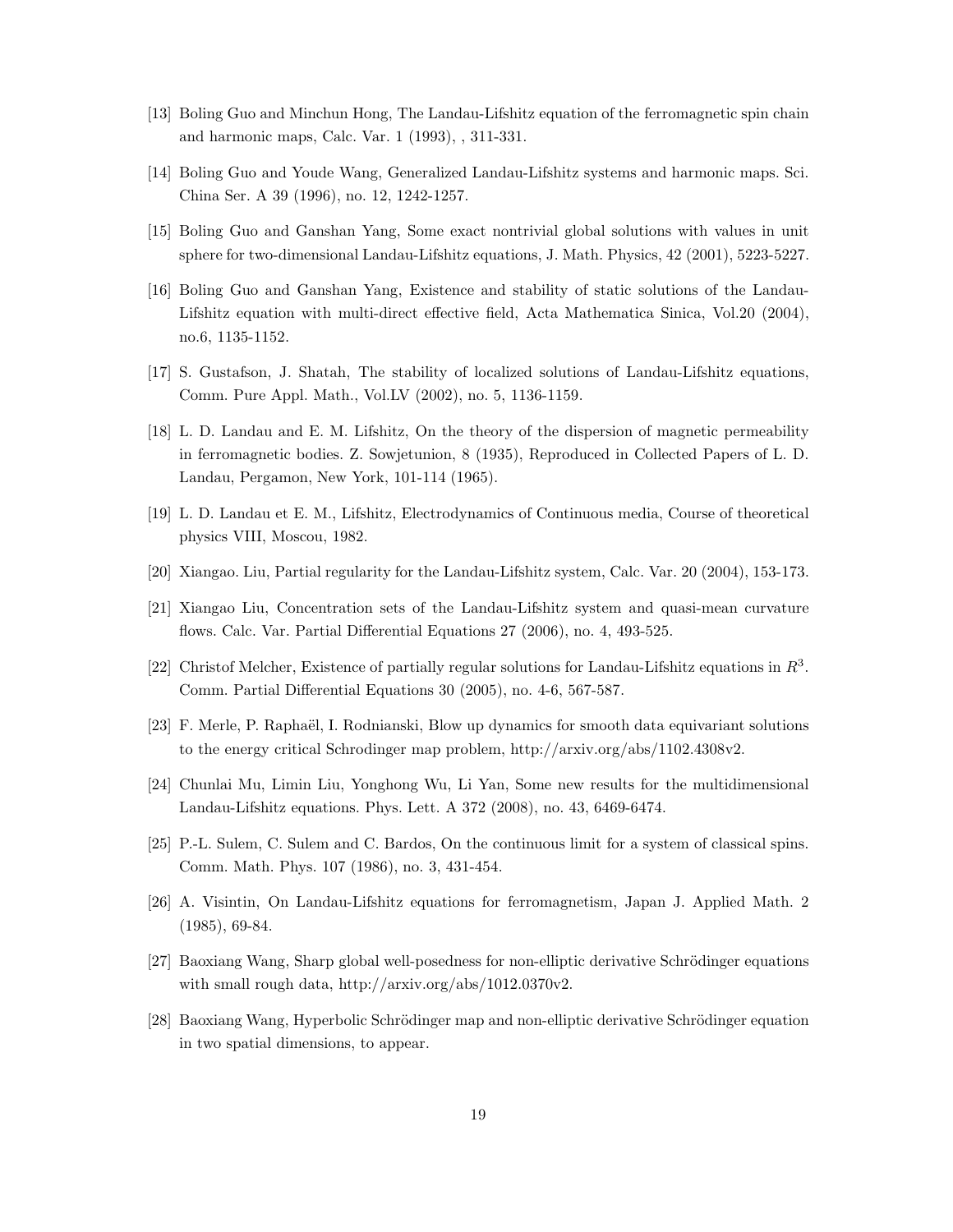[13] Boling Guo and Minchun Hong, The Landau-Lifshitz equation of the ferromagnetic spin chain and harmonic maps, Calc. Var. 1 (1993), , 311-331.

[14] Boling Guo and Youde Wang, Generalized Landau-Lifshitz systems and harmonic maps. Sci. China Ser. A 39 (1996), no. 12, 1242-1257.

[15] Boling Guo and Ganshan Yang, Some exact nontrivial global solutions with values in unit sphere for two-dimensional Landau-Lifshitz equations, J. Math. Physics, 42 (2001), 5223-5227.

[16] Boling Guo and Ganshan Yang, Existence and stability of static solutions of the Landau-Lifshitz equation with multi-direct effective field, Acta Mathematica Sinica, Vol.20 (2004), no.6, 1135-1152.

[17] S. Gustafson, J. Shatah, The stability of localized solutions of Landau-Lifshitz equations, Comm. Pure Appl. Math., Vol.LV (2002), no. 5, 1136-1159.

[18] L. D. Landau and E. M. Lifshitz, On the theory of the dispersion of magnetic permeability in ferromagnetic bodies. Z. Sowjetunion, 8 (1935), Reproduced in Collected Papers of L. D. Landau, Pergamon, New York, 101-114 (1965).

[19] L. D. Landau et E. M., Lifshitz, Electrodynamics of Continuous media, Course of theoretical physics VIII, Moscou, 1982.

[20] Xiangao. Liu, Partial regularity for the Landau-Lifshitz system, Calc. Var. 20 (2004), 153-173.

[21] Xiangao Liu, Concentration sets of the Landau-Lifshitz system and quasi-mean curvature flows. Calc. Var. Partial Differential Equations 27 (2006), no. 4, 493-525.

[22] Christof Melcher, Existence of partially regular solutions for Landau-Lifshitz equations in $R^3$. Comm. Partial Differential Equations 30 (2005), no. 4-6, 567-587.

[23] F. Merle, P. Raphaël, I. Rodnianski, Blow up dynamics for smooth data equivariant solutions to the energy critical Schrodinger map problem, http://arxiv.org/abs/1102.4308v2.

[24] Chunlai Mu, Limin Liu, Yonghong Wu, Li Yan, Some new results for the multidimensional Landau-Lifshitz equations. Phys. Lett. A 372 (2008), no. 43, 6469-6474.

[25] P.-L. Sulem, C. Sulem and C. Bardos, On the continuous limit for a system of classical spins. Comm. Math. Phys. 107 (1986), no. 3, 431-454.

[26] A. Visintin, On Landau-Lifshitz equations for ferromagnetism, Japan J. Applied Math. 2 (1985), 69-84.

[27] Baoxiang Wang, Sharp global well-posedness for non-elliptic derivative Schrödinger equations with small rough data, http://arxiv.org/abs/1012.0370v2.

[28] Baoxiang Wang, Hyperbolic Schrödinger map and non-elliptic derivative Schrödinger equation in two spatial dimensions, to appear.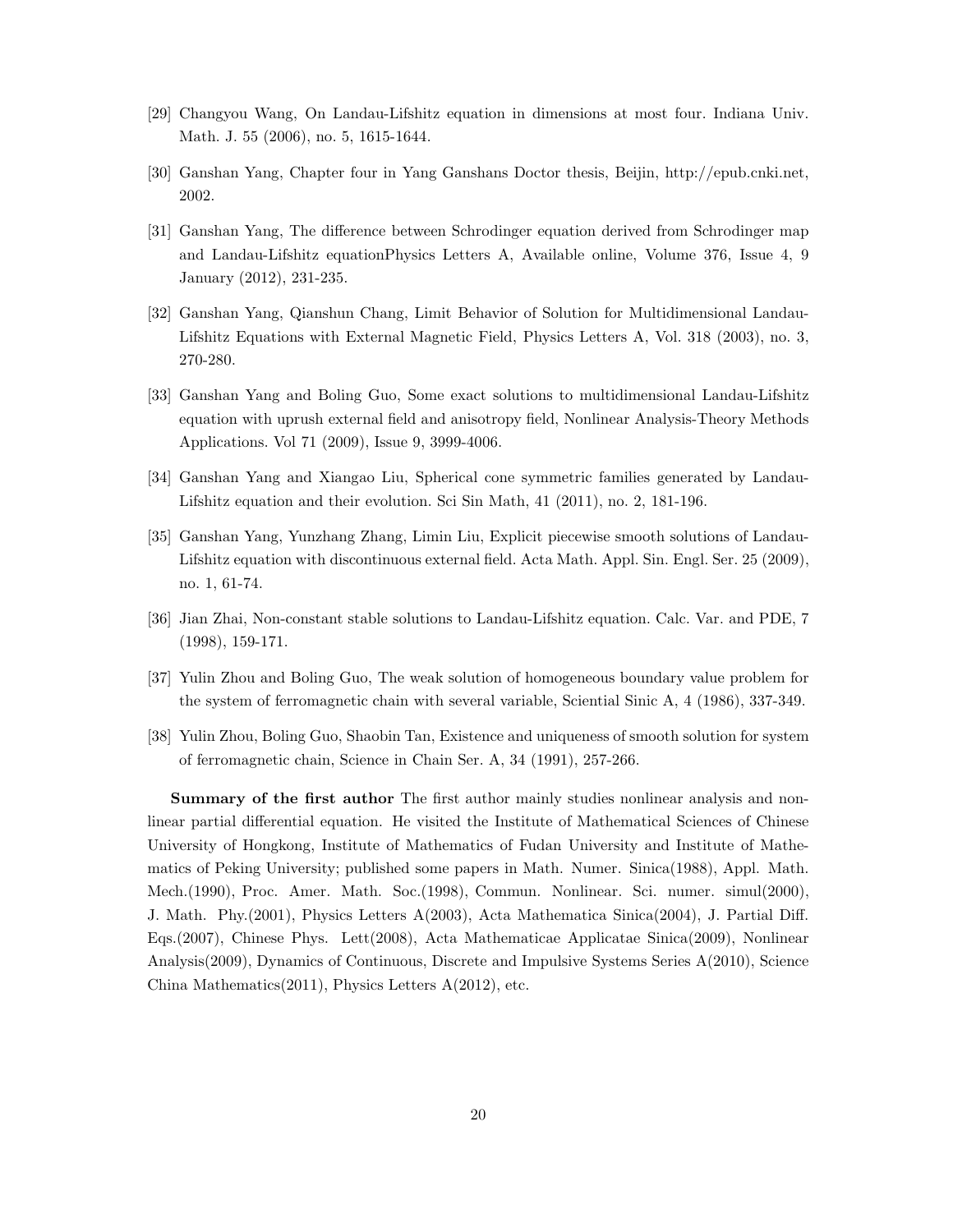[29] Changyou Wang, On Landau-Lifshitz equation in dimensions at most four. Indiana Univ. Math. J. 55 (2006), no. 5, 1615-1644.

[30] Ganshan Yang, Chapter four in Yang Ganshans Doctor thesis, Beijin, http://epub.cnki.net, 2002.

[31] Ganshan Yang, The difference between Schrodinger equation derived from Schrodinger map and Landau-Lifshitz equationPhysics Letters A, Available online, Volume 376, Issue 4, 9 January (2012), 231-235.

[32] Ganshan Yang, Qianshun Chang, Limit Behavior of Solution for Multidimensional Landau-Lifshitz Equations with External Magnetic Field, Physics Letters A, Vol. 318 (2003), no. 3, 270-280.

[33] Ganshan Yang and Boling Guo, Some exact solutions to multidimensional Landau-Lifshitz equation with uprush external field and anisotropy field, Nonlinear Analysis-Theory Methods Applications. Vol 71 (2009), Issue 9, 3999-4006.

[34] Ganshan Yang and Xiangao Liu, Spherical cone symmetric families generated by Landau-Lifshitz equation and their evolution. Sci Sin Math, 41 (2011), no. 2, 181-196.

[35] Ganshan Yang, Yunzhang Zhang, Limin Liu, Explicit piecewise smooth solutions of Landau-Lifshitz equation with discontinuous external field. Acta Math. Appl. Sin. Engl. Ser. 25 (2009), no. 1, 61-74.

[36] Jian Zhai, Non-constant stable solutions to Landau-Lifshitz equation. Calc. Var. and PDE, 7 (1998), 159-171.

[37] Yulin Zhou and Boling Guo, The weak solution of homogeneous boundary value problem for the system of ferromagnetic chain with several variable, Sciential Sinic A, 4 (1986), 337-349.

[38] Yulin Zhou, Boling Guo, Shaobin Tan, Existence and uniqueness of smooth solution for system of ferromagnetic chain, Science in Chain Ser. A, 34 (1991), 257-266.

**Summary of the first author** The first author mainly studies nonlinear analysis and nonlinear partial differential equation. He visited the Institute of Mathematical Sciences of Chinese University of Hongkong, Institute of Mathematics of Fudan University and Institute of Mathematics of Peking University; published some papers in Math. Numer. Sinica(1988), Appl. Math. Mech.(1990), Proc. Amer. Math. Soc.(1998), Commun. Nonlinear. Sci. numer. simul(2000), J. Math. Phy.(2001), Physics Letters A(2003), Acta Mathematica Sinica(2004), J. Partial Diff. Eqs.(2007), Chinese Phys. Lett(2008), Acta Mathematicae Applicatae Sinica(2009), Nonlinear Analysis(2009), Dynamics of Continuous, Discrete and Impulsive Systems Series A(2010), Science China Mathematics(2011), Physics Letters A(2012), etc.